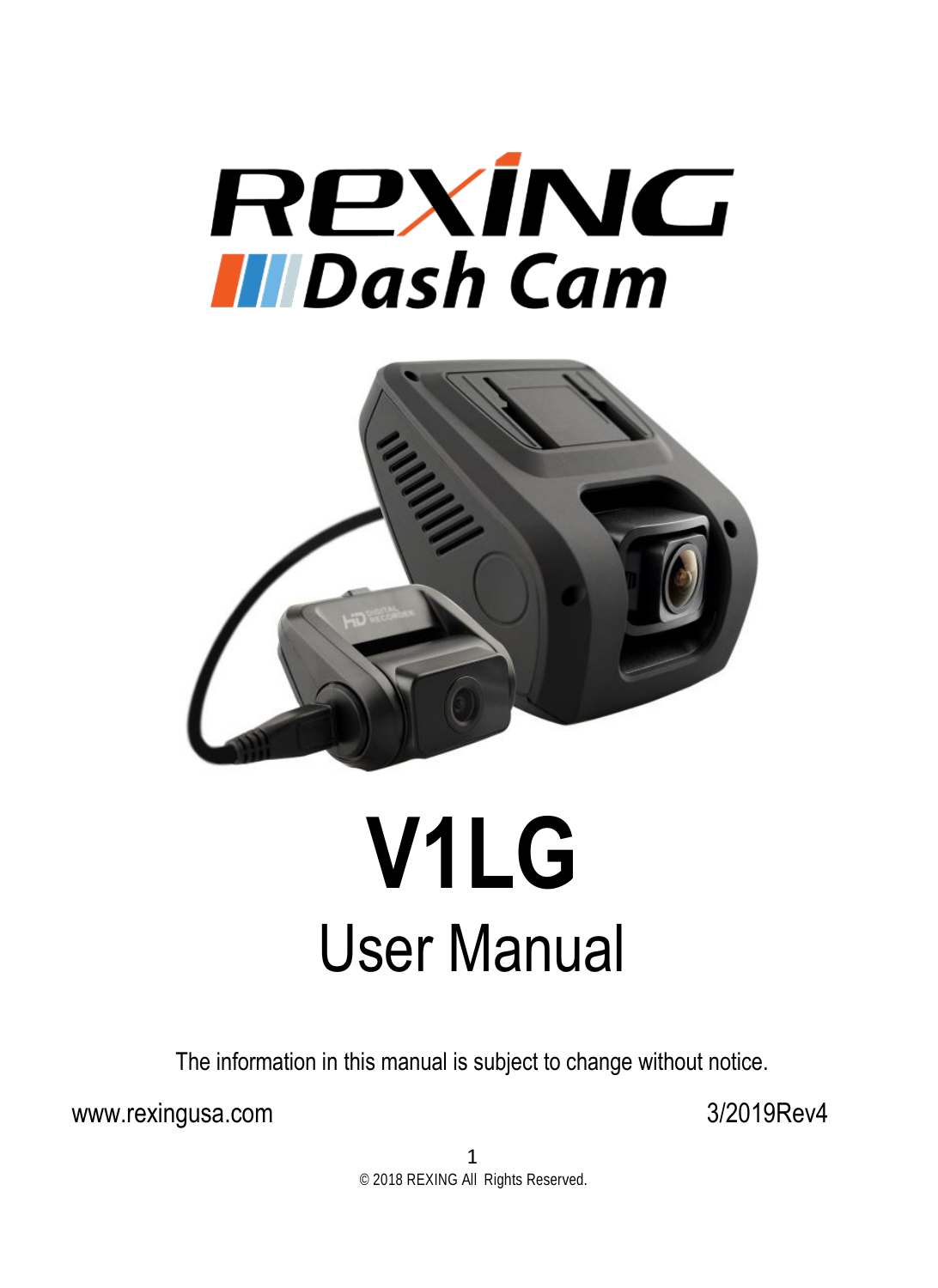# REXING Dash Cam

# V1LG

## User Manual

The information in this manual is subject to change without notice.

www.rexingusa.com 3/2019Rev4

© 2018 REXING All Rights Reserved.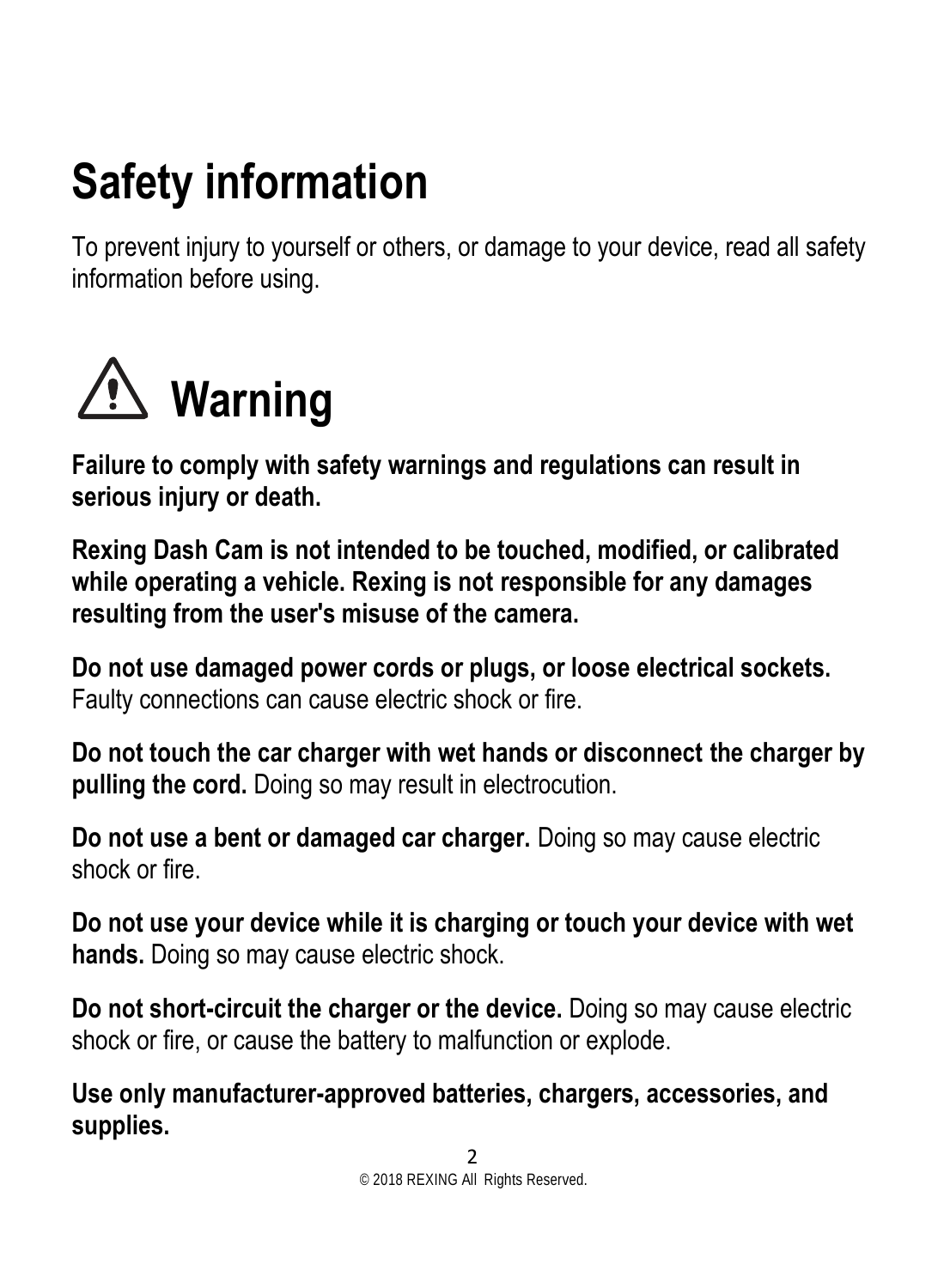# Safety information

To prevent injury to yourself or others, or damage to your device, read all safety information before using.

## ⚠ Warning

**Failure to comply with safety warnings and regulations can result in serious injury or death.**

**Rexing Dash Cam is not intended to be touched, modified, or calibrated while operating a vehicle. Rexing is not responsible for any damages resulting from the user's misuse of the camera.**

**Do not use damaged power cords or plugs, or loose electrical sockets.** Faulty connections can cause electric shock or fire.

**Do not touch the car charger with wet hands or disconnect the charger by pulling the cord.** Doing so may result in electrocution.

**Do not use a bent or damaged car charger.** Doing so may cause electric shock or fire.

**Do not use your device while it is charging or touch your device with wet hands.** Doing so may cause electric shock.

**Do not short-circuit the charger or the device.** Doing so may cause electric shock or fire, or cause the battery to malfunction or explode.

**Use only manufacturer-approved batteries, chargers, accessories, and supplies.**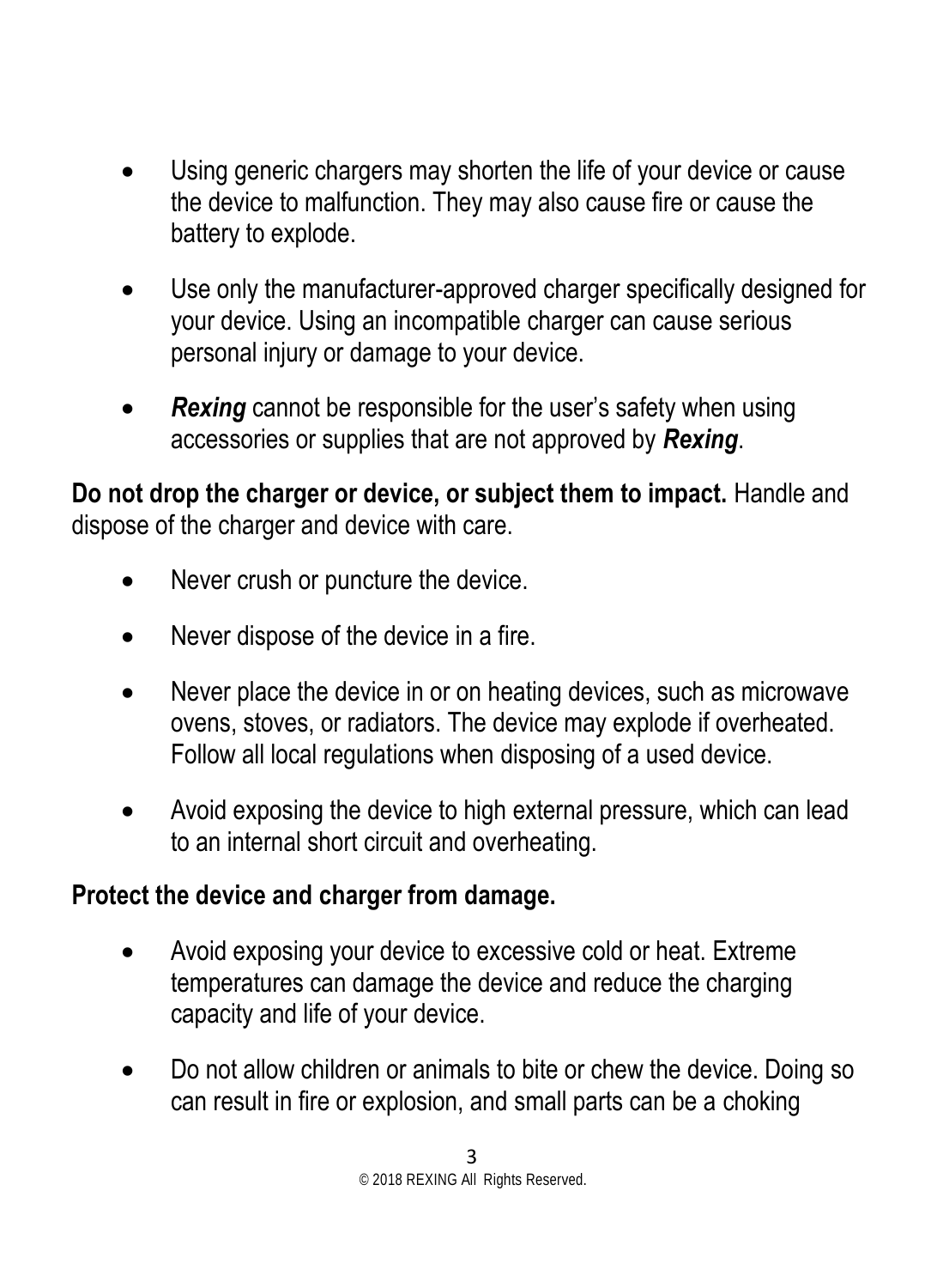- Using generic chargers may shorten the life of your device or cause the device to malfunction. They may also cause fire or cause the battery to explode.
- Use only the manufacturer-approved charger specifically designed for your device. Using an incompatible charger can cause serious personal injury or damage to your device.
- ***Rexing*** cannot be responsible for the user's safety when using accessories or supplies that are not approved by ***Rexing***.

**Do not drop the charger or device, or subject them to impact.** Handle and dispose of the charger and device with care.

- Never crush or puncture the device.
- Never dispose of the device in a fire.
- Never place the device in or on heating devices, such as microwave ovens, stoves, or radiators. The device may explode if overheated. Follow all local regulations when disposing of a used device.
- Avoid exposing the device to high external pressure, which can lead to an internal short circuit and overheating.

**Protect the device and charger from damage.**

- Avoid exposing your device to excessive cold or heat. Extreme temperatures can damage the device and reduce the charging capacity and life of your device.
- Do not allow children or animals to bite or chew the device. Doing so can result in fire or explosion, and small parts can be a choking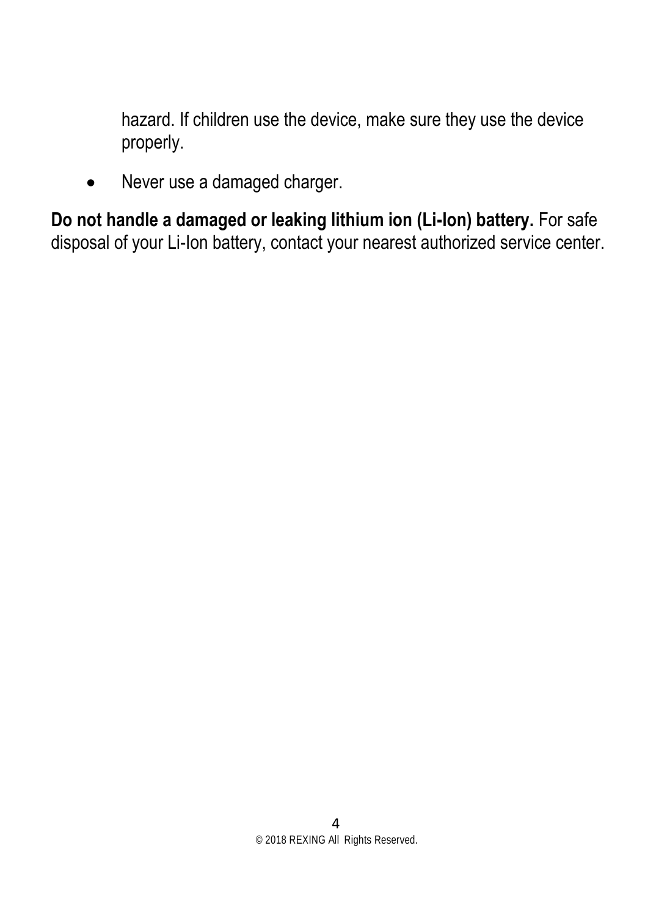hazard. If children use the device, make sure they use the device properly.

- Never use a damaged charger.

**Do not handle a damaged or leaking lithium ion (Li-Ion) battery.** For safe disposal of your Li-Ion battery, contact your nearest authorized service center.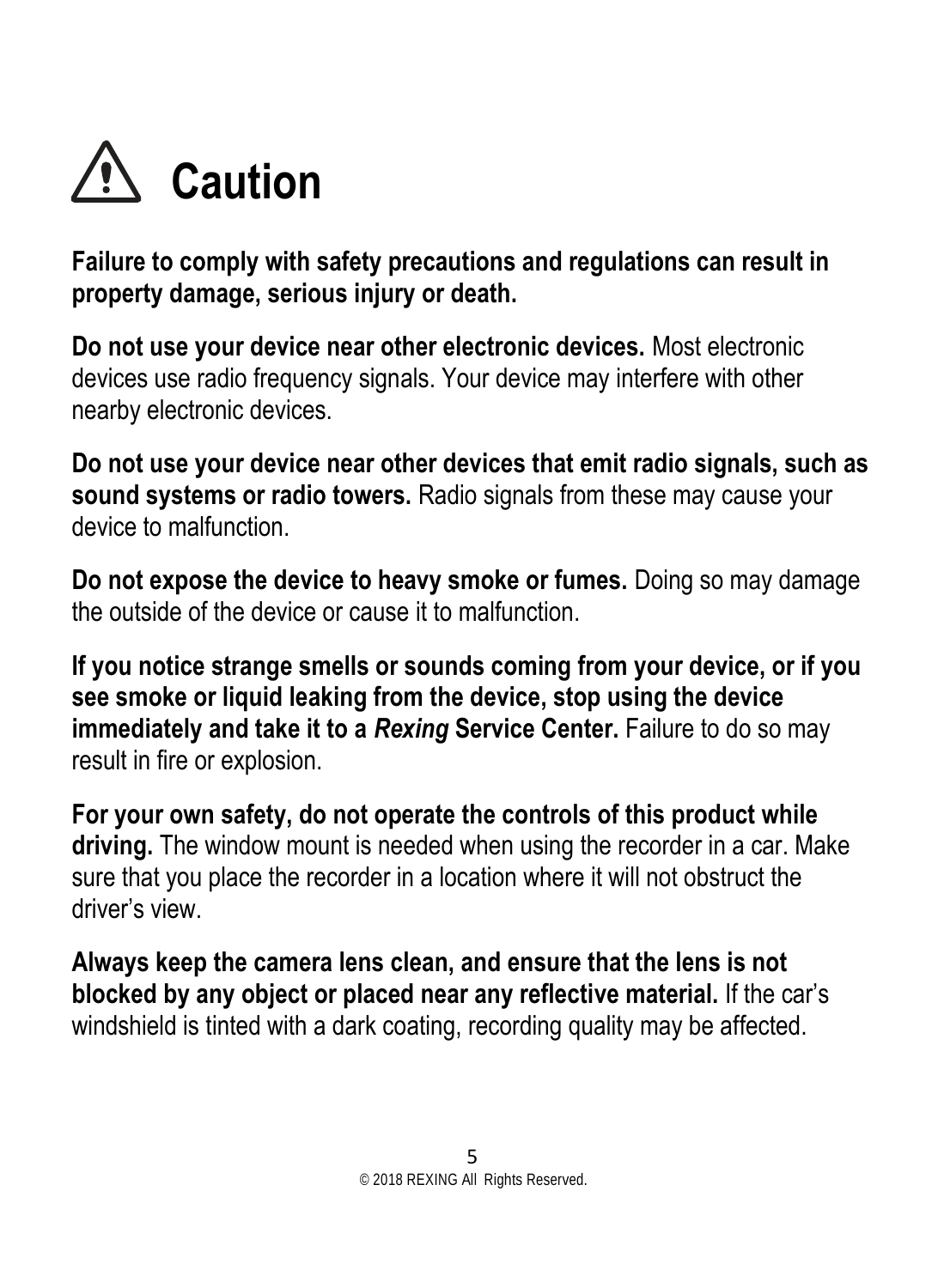# ⚠ Caution

**Failure to comply with safety precautions and regulations can result in property damage, serious injury or death.**

**Do not use your device near other electronic devices.** Most electronic devices use radio frequency signals. Your device may interfere with other nearby electronic devices.

**Do not use your device near other devices that emit radio signals, such as sound systems or radio towers.** Radio signals from these may cause your device to malfunction.

**Do not expose the device to heavy smoke or fumes.** Doing so may damage the outside of the device or cause it to malfunction.

**If you notice strange smells or sounds coming from your device, or if you see smoke or liquid leaking from the device, stop using the device immediately and take it to a *Rexing* Service Center.** Failure to do so may result in fire or explosion.

**For your own safety, do not operate the controls of this product while driving.** The window mount is needed when using the recorder in a car. Make sure that you place the recorder in a location where it will not obstruct the driver's view.

**Always keep the camera lens clean, and ensure that the lens is not blocked by any object or placed near any reflective material.** If the car's windshield is tinted with a dark coating, recording quality may be affected.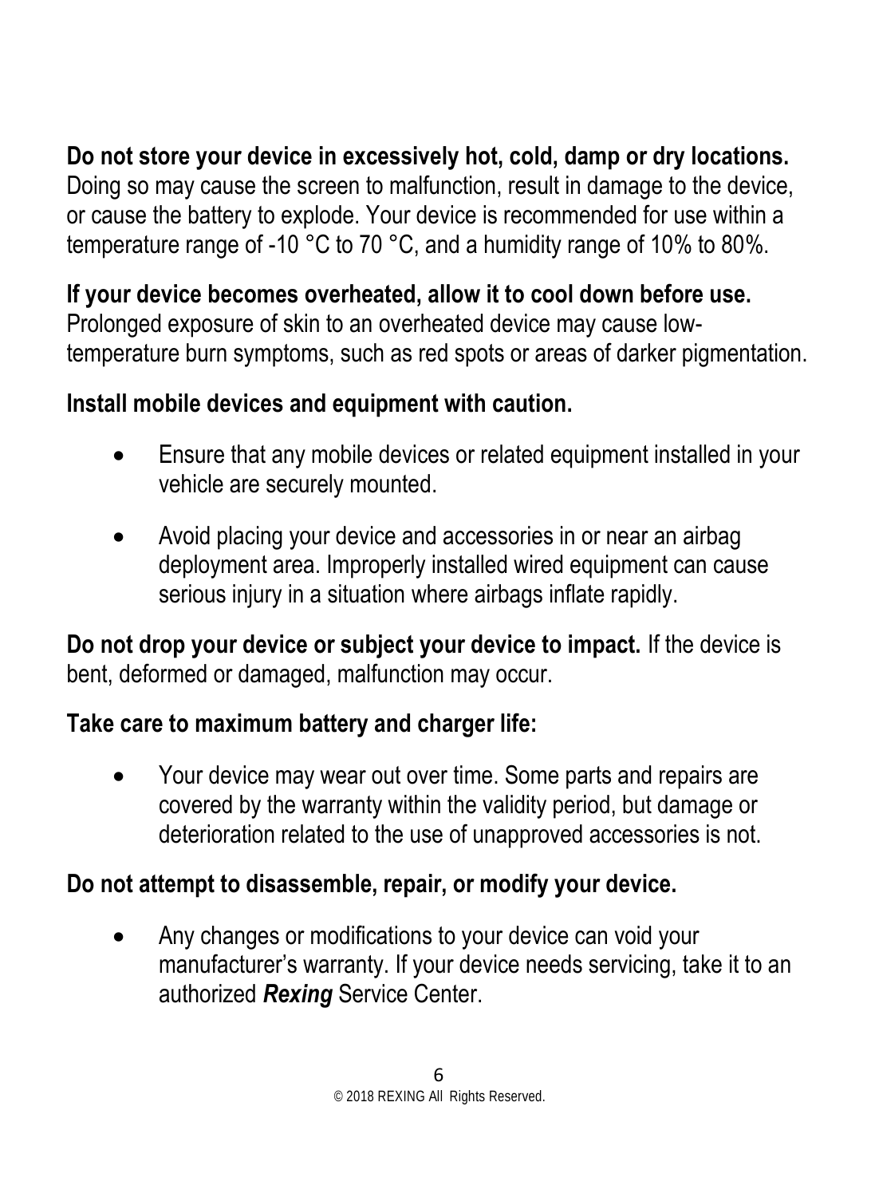**Do not store your device in excessively hot, cold, damp or dry locations.** Doing so may cause the screen to malfunction, result in damage to the device, or cause the battery to explode. Your device is recommended for use within a temperature range of -10 °C to 70 °C, and a humidity range of 10% to 80%.

**If your device becomes overheated, allow it to cool down before use.** Prolonged exposure of skin to an overheated device may cause low-temperature burn symptoms, such as red spots or areas of darker pigmentation.

**Install mobile devices and equipment with caution.**

- Ensure that any mobile devices or related equipment installed in your vehicle are securely mounted.
- Avoid placing your device and accessories in or near an airbag deployment area. Improperly installed wired equipment can cause serious injury in a situation where airbags inflate rapidly.

**Do not drop your device or subject your device to impact.** If the device is bent, deformed or damaged, malfunction may occur.

**Take care to maximum battery and charger life:**

- Your device may wear out over time. Some parts and repairs are covered by the warranty within the validity period, but damage or deterioration related to the use of unapproved accessories is not.

**Do not attempt to disassemble, repair, or modify your device.**

- Any changes or modifications to your device can void your manufacturer's warranty. If your device needs servicing, take it to an authorized ***Rexing*** Service Center.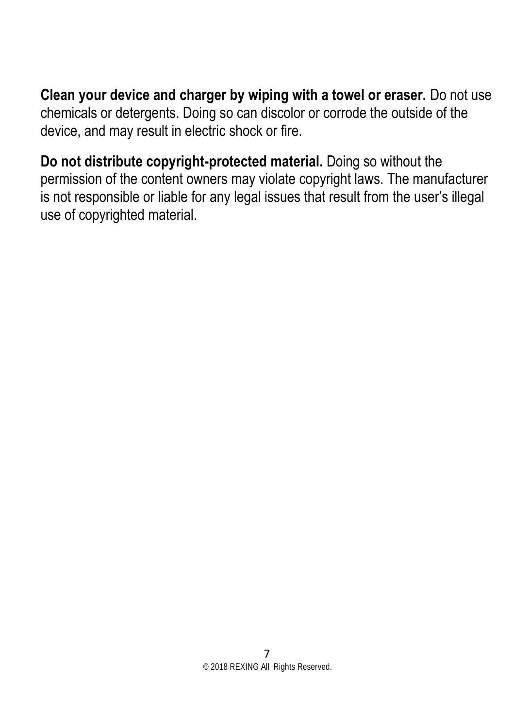**Clean your device and charger by wiping with a towel or eraser.** Do not use chemicals or detergents. Doing so can discolor or corrode the outside of the device, and may result in electric shock or fire.

**Do not distribute copyright-protected material.** Doing so without the permission of the content owners may violate copyright laws. The manufacturer is not responsible or liable for any legal issues that result from the user's illegal use of copyrighted material.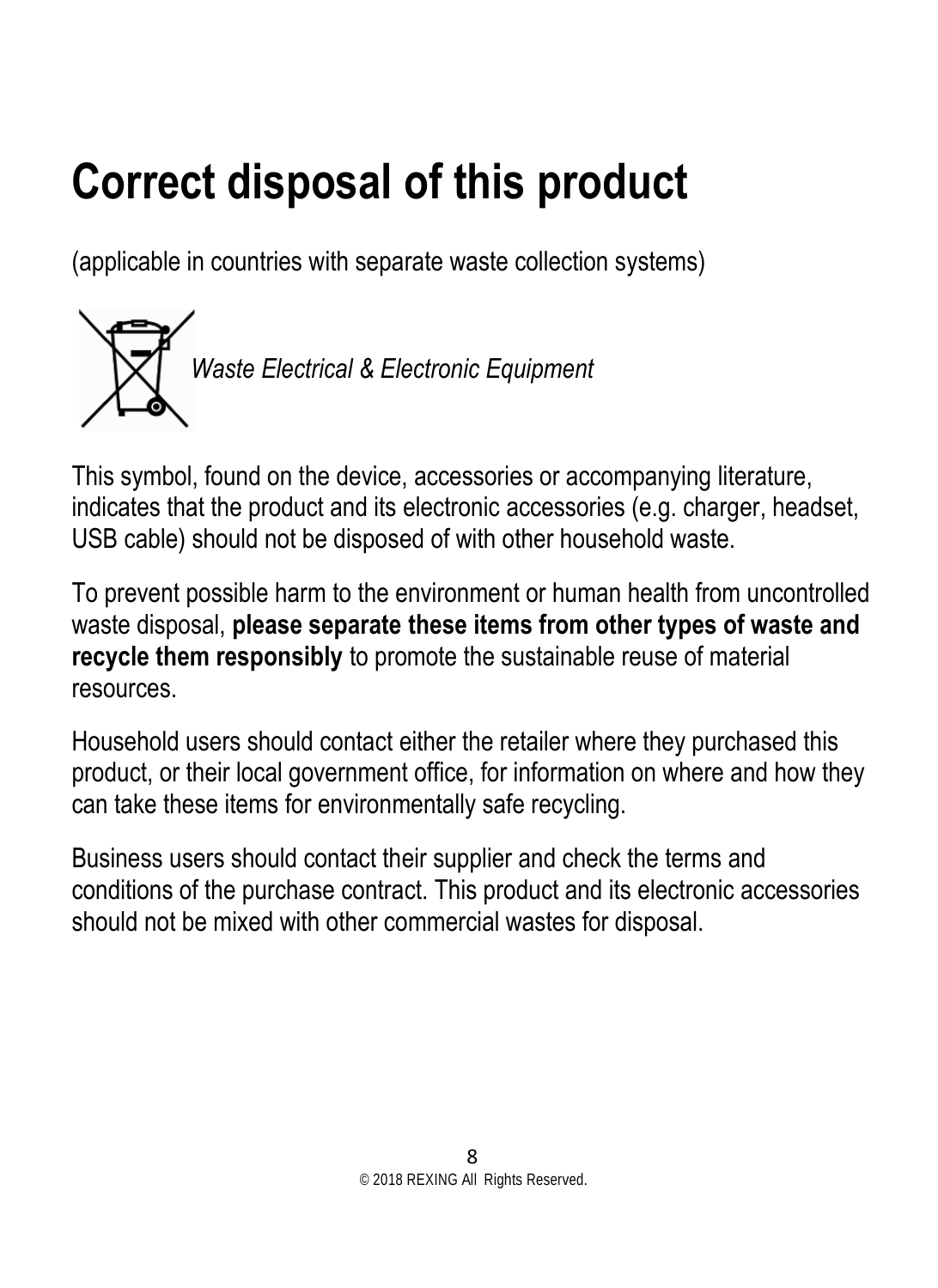# Correct disposal of this product

(applicable in countries with separate waste collection systems)

*Waste Electrical & Electronic Equipment*

This symbol, found on the device, accessories or accompanying literature, indicates that the product and its electronic accessories (e.g. charger, headset, USB cable) should not be disposed of with other household waste.

To prevent possible harm to the environment or human health from uncontrolled waste disposal, **please separate these items from other types of waste and recycle them responsibly** to promote the sustainable reuse of material resources.

Household users should contact either the retailer where they purchased this product, or their local government office, for information on where and how they can take these items for environmentally safe recycling.

Business users should contact their supplier and check the terms and conditions of the purchase contract. This product and its electronic accessories should not be mixed with other commercial wastes for disposal.

© 2018 REXING All Rights Reserved.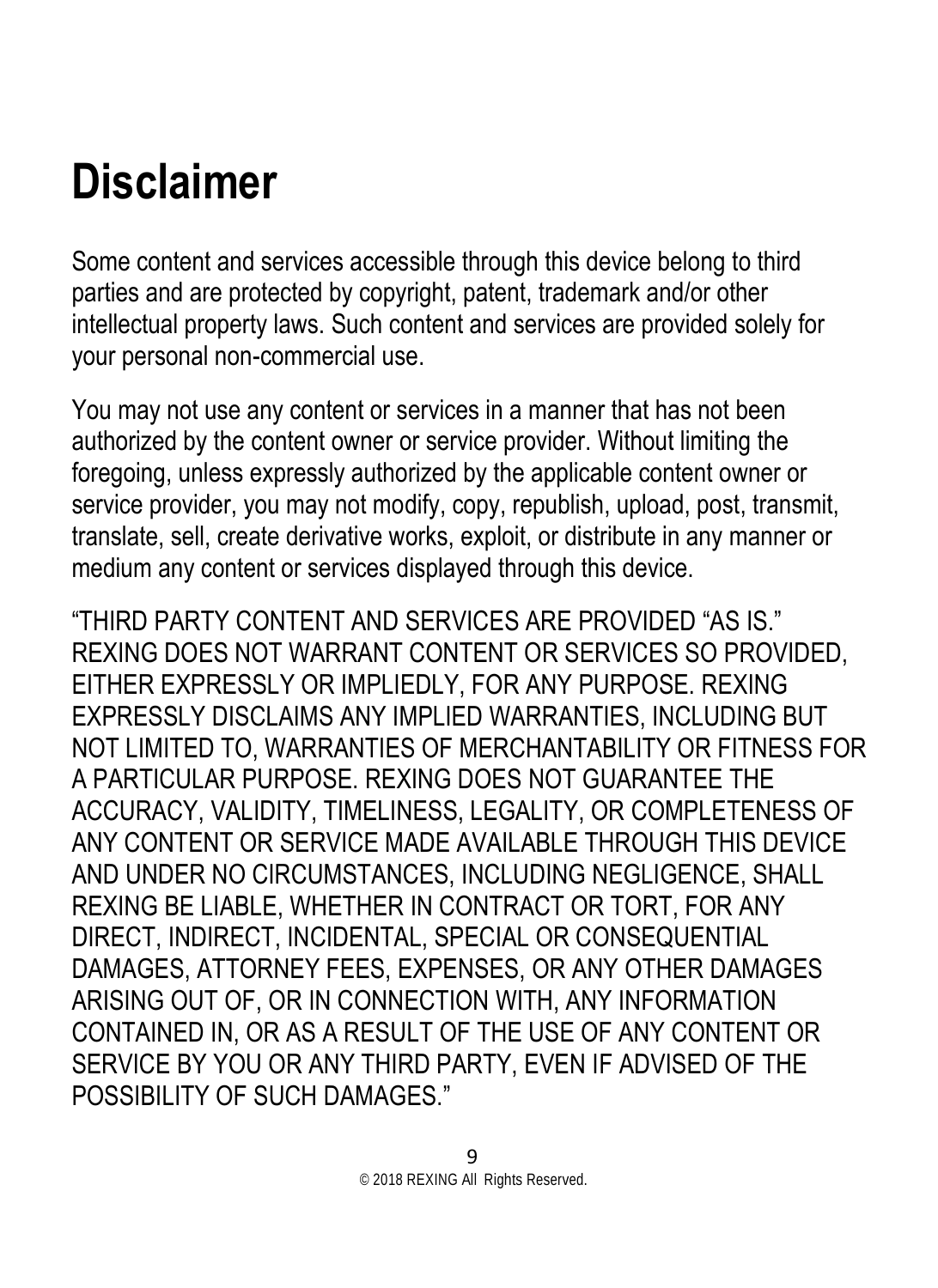# Disclaimer

Some content and services accessible through this device belong to third parties and are protected by copyright, patent, trademark and/or other intellectual property laws. Such content and services are provided solely for your personal non-commercial use.

You may not use any content or services in a manner that has not been authorized by the content owner or service provider. Without limiting the foregoing, unless expressly authorized by the applicable content owner or service provider, you may not modify, copy, republish, upload, post, transmit, translate, sell, create derivative works, exploit, or distribute in any manner or medium any content or services displayed through this device.

"THIRD PARTY CONTENT AND SERVICES ARE PROVIDED "AS IS." REXING DOES NOT WARRANT CONTENT OR SERVICES SO PROVIDED, EITHER EXPRESSLY OR IMPLIEDLY, FOR ANY PURPOSE. REXING EXPRESSLY DISCLAIMS ANY IMPLIED WARRANTIES, INCLUDING BUT NOT LIMITED TO, WARRANTIES OF MERCHANTABILITY OR FITNESS FOR A PARTICULAR PURPOSE. REXING DOES NOT GUARANTEE THE ACCURACY, VALIDITY, TIMELINESS, LEGALITY, OR COMPLETENESS OF ANY CONTENT OR SERVICE MADE AVAILABLE THROUGH THIS DEVICE AND UNDER NO CIRCUMSTANCES, INCLUDING NEGLIGENCE, SHALL REXING BE LIABLE, WHETHER IN CONTRACT OR TORT, FOR ANY DIRECT, INDIRECT, INCIDENTAL, SPECIAL OR CONSEQUENTIAL DAMAGES, ATTORNEY FEES, EXPENSES, OR ANY OTHER DAMAGES ARISING OUT OF, OR IN CONNECTION WITH, ANY INFORMATION CONTAINED IN, OR AS A RESULT OF THE USE OF ANY CONTENT OR SERVICE BY YOU OR ANY THIRD PARTY, EVEN IF ADVISED OF THE POSSIBILITY OF SUCH DAMAGES."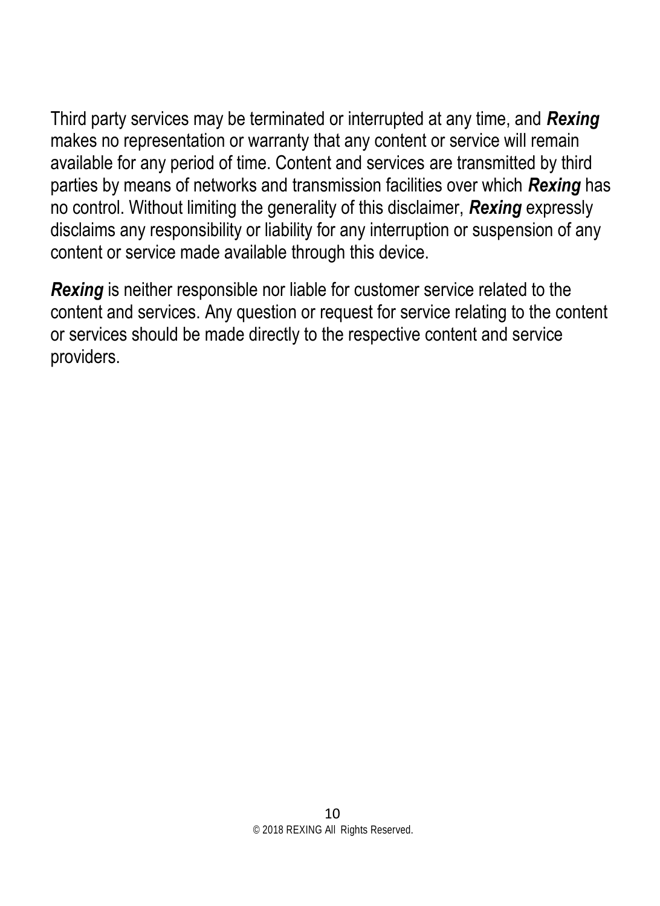Third party services may be terminated or interrupted at any time, and ***Rexing*** makes no representation or warranty that any content or service will remain available for any period of time. Content and services are transmitted by third parties by means of networks and transmission facilities over which ***Rexing*** has no control. Without limiting the generality of this disclaimer, ***Rexing*** expressly disclaims any responsibility or liability for any interruption or suspension of any content or service made available through this device.

***Rexing*** is neither responsible nor liable for customer service related to the content and services. Any question or request for service relating to the content or services should be made directly to the respective content and service providers.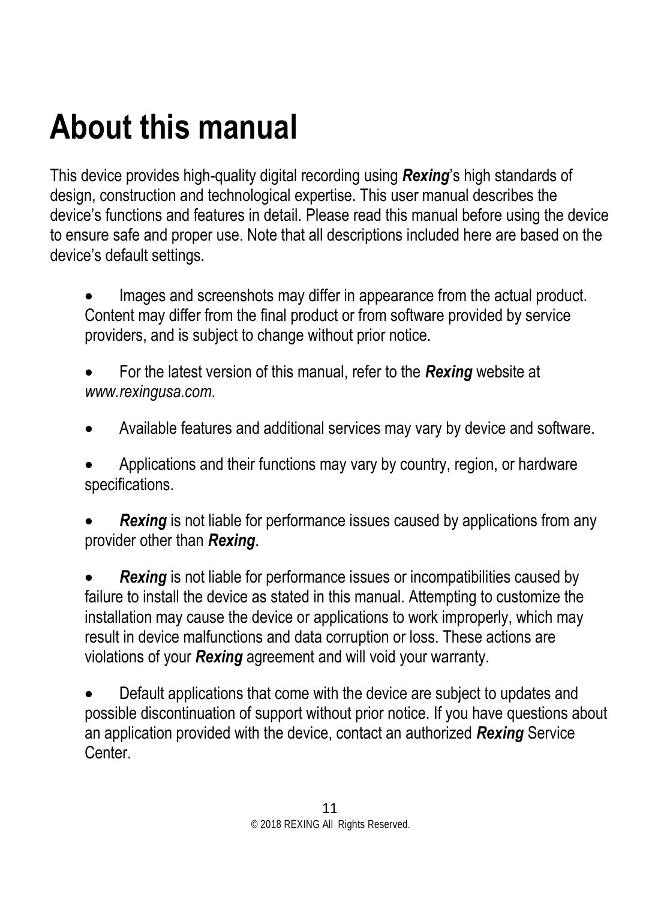# About this manual

This device provides high-quality digital recording using ***Rexing***'s high standards of design, construction and technological expertise. This user manual describes the device's functions and features in detail. Please read this manual before using the device to ensure safe and proper use. Note that all descriptions included here are based on the device's default settings.

- Images and screenshots may differ in appearance from the actual product. Content may differ from the final product or from software provided by service providers, and is subject to change without prior notice.
- For the latest version of this manual, refer to the ***Rexing*** website at *www.rexingusa.com*.
- Available features and additional services may vary by device and software.
- Applications and their functions may vary by country, region, or hardware specifications.
- ***Rexing*** is not liable for performance issues caused by applications from any provider other than ***Rexing***.
- ***Rexing*** is not liable for performance issues or incompatibilities caused by failure to install the device as stated in this manual. Attempting to customize the installation may cause the device or applications to work improperly, which may result in device malfunctions and data corruption or loss. These actions are violations of your ***Rexing*** agreement and will void your warranty.
- Default applications that come with the device are subject to updates and possible discontinuation of support without prior notice. If you have questions about an application provided with the device, contact an authorized ***Rexing*** Service Center.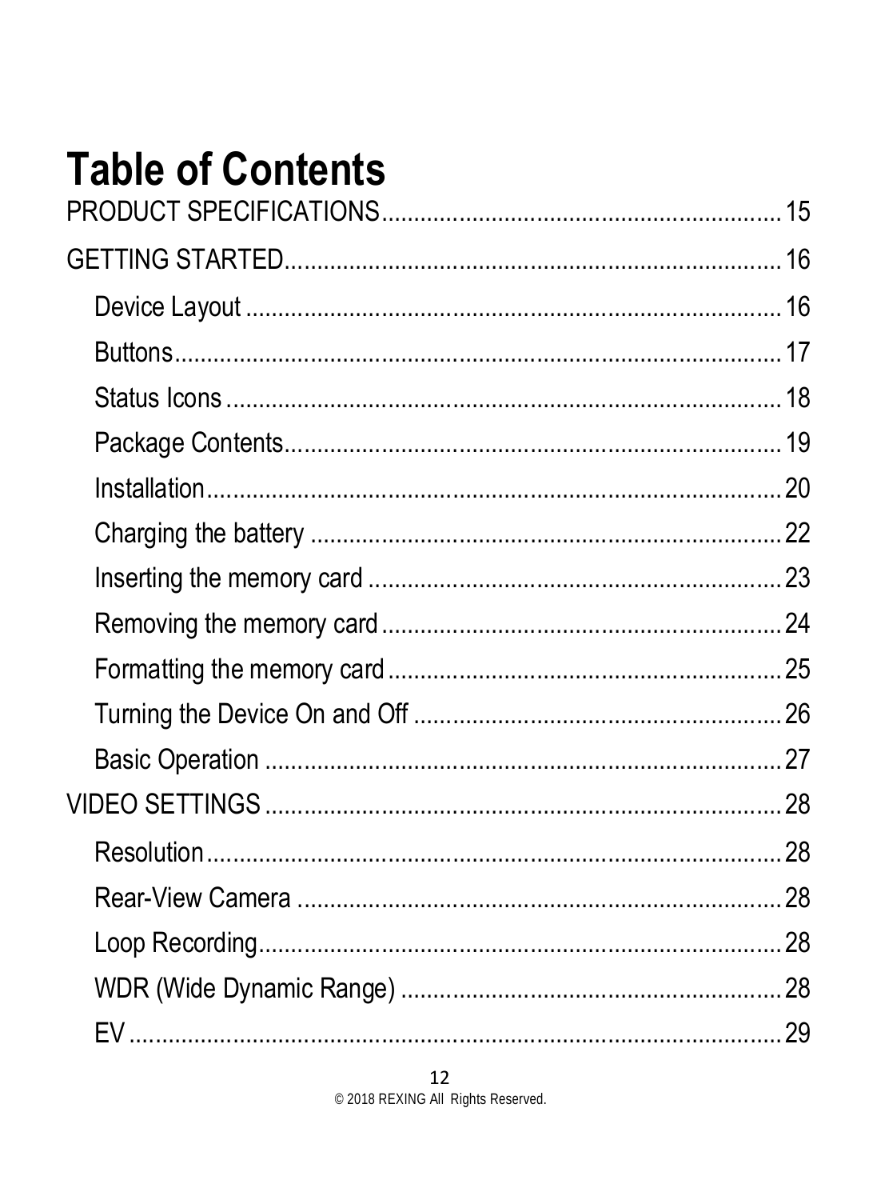# Table of Contents

PRODUCT SPECIFICATIONS .......... 15

GETTING STARTED .......... 16

- Device Layout .......... 16
- Buttons .......... 17
- Status Icons .......... 18
- Package Contents .......... 19
- Installation .......... 20
- Charging the battery .......... 22
- Inserting the memory card .......... 23
- Removing the memory card .......... 24
- Formatting the memory card .......... 25
- Turning the Device On and Off .......... 26
- Basic Operation .......... 27

VIDEO SETTINGS .......... 28

- Resolution .......... 28
- Rear-View Camera .......... 28
- Loop Recording .......... 28
- WDR (Wide Dynamic Range) .......... 28
- EV .......... 29

© 2018 REXING All Rights Reserved.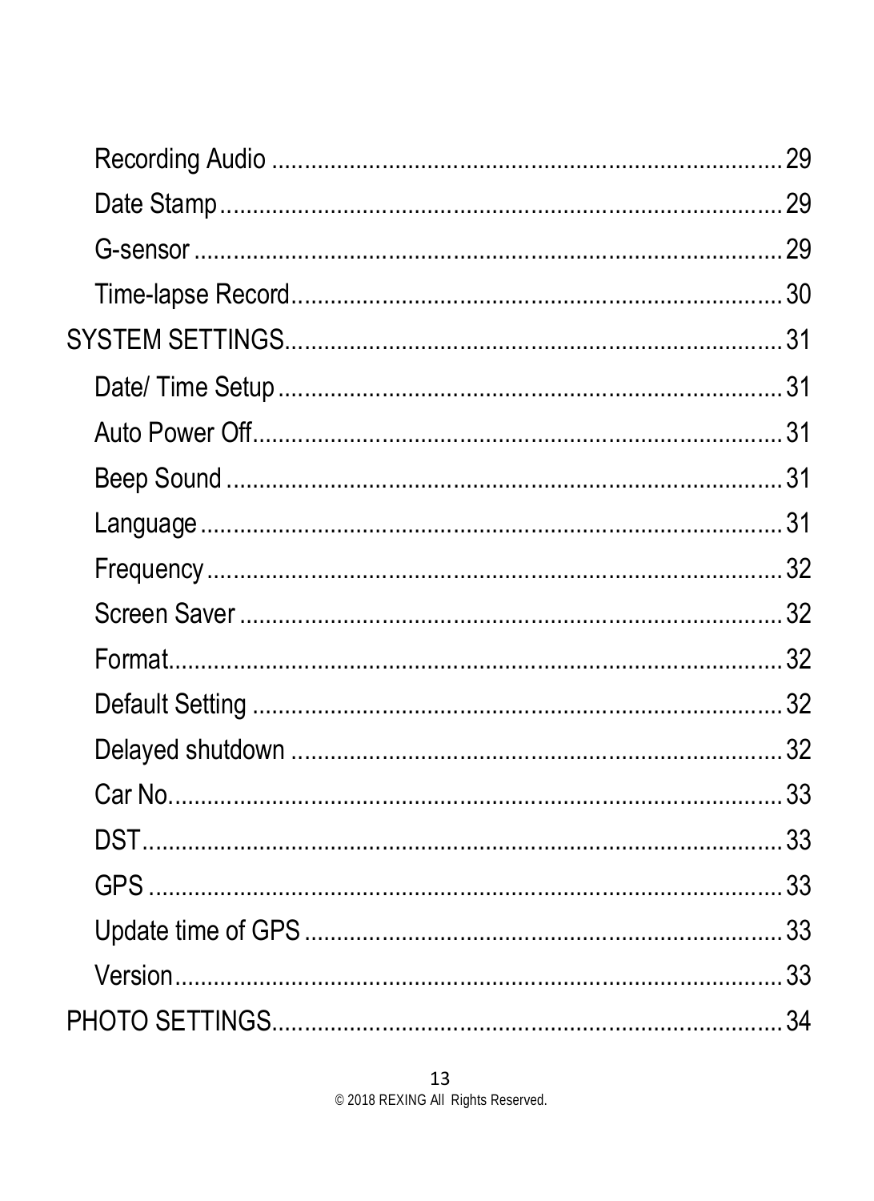- Recording Audio ........................................................................ 29
- Date Stamp ................................................................................ 29
- G-sensor ................................................................................... 29
- Time-lapse Record .................................................................... 30

SYSTEM SETTINGS ......................................................................... 31

- Date/ Time Setup ...................................................................... 31
- Auto Power Off .......................................................................... 31
- Beep Sound ............................................................................... 31
- Language .................................................................................. 31
- Frequency ................................................................................. 32
- Screen Saver ............................................................................. 32
- Format ....................................................................................... 32
- Default Setting .......................................................................... 32
- Delayed shutdown ..................................................................... 32
- Car No. ...................................................................................... 33
- DST ........................................................................................... 33
- GPS ........................................................................................... 33
- Update time of GPS .................................................................. 33
- Version ...................................................................................... 33

PHOTO SETTINGS ........................................................................... 34

© 2018 REXING All Rights Reserved.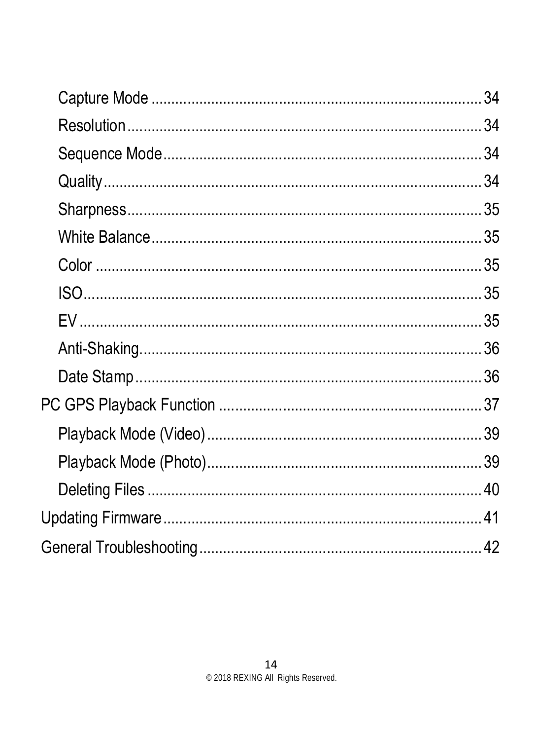- Capture Mode .................................................................................. 34
- Resolution ........................................................................................ 34
- Sequence Mode ................................................................................ 34
- Quality .............................................................................................. 34
- Sharpness ......................................................................................... 35
- White Balance ................................................................................... 35
- Color ................................................................................................. 35
- ISO .................................................................................................... 35
- EV ..................................................................................................... 35
- Anti-Shaking ...................................................................................... 36
- Date Stamp ....................................................................................... 36

PC GPS Playback Function ................................................................... 37

- Playback Mode (Video) ...................................................................... 39
- Playback Mode (Photo) ...................................................................... 39
- Deleting Files .................................................................................... 40

Updating Firmware ................................................................................ 41

General Troubleshooting ....................................................................... 42

© 2018 REXING All Rights Reserved.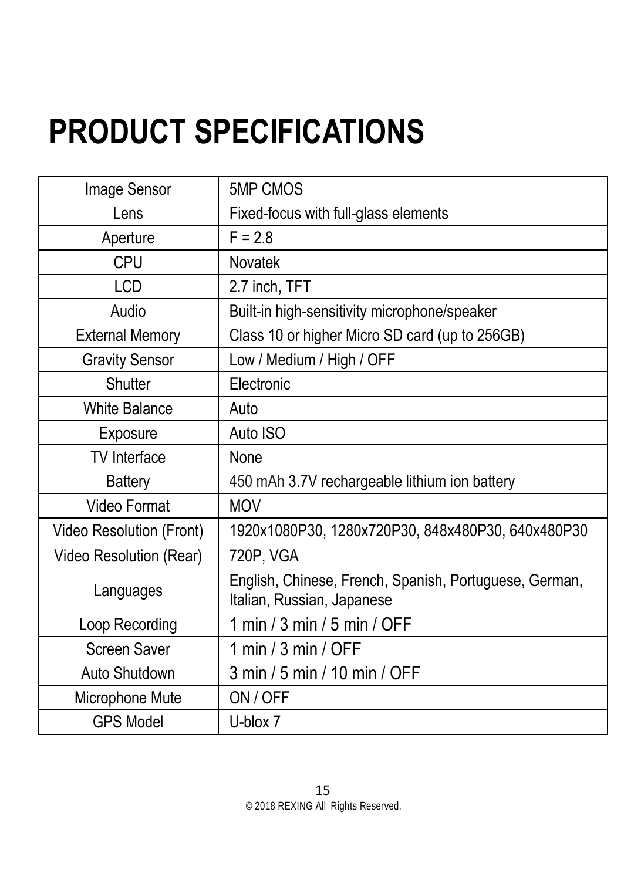# PRODUCT SPECIFICATIONS

| | |
|---|---|
| Image Sensor | 5MP CMOS |
| Lens | Fixed-focus with full-glass elements |
| Aperture | F = 2.8 |
| CPU | Novatek |
| LCD | 2.7 inch, TFT |
| Audio | Built-in high-sensitivity microphone/speaker |
| External Memory | Class 10 or higher Micro SD card (up to 256GB) |
| Gravity Sensor | Low / Medium / High / OFF |
| Shutter | Electronic |
| White Balance | Auto |
| Exposure | Auto ISO |
| TV Interface | None |
| Battery | 450 mAh 3.7V rechargeable lithium ion battery |
| Video Format | MOV |
| Video Resolution (Front) | 1920x1080P30, 1280x720P30, 848x480P30, 640x480P30 |
| Video Resolution (Rear) | 720P, VGA |
| Languages | English, Chinese, French, Spanish, Portuguese, German, Italian, Russian, Japanese |
| Loop Recording | 1 min / 3 min / 5 min / OFF |
| Screen Saver | 1 min / 3 min / OFF |
| Auto Shutdown | 3 min / 5 min / 10 min / OFF |
| Microphone Mute | ON / OFF |
| GPS Model | U-blox 7 |

© 2018 REXING All Rights Reserved.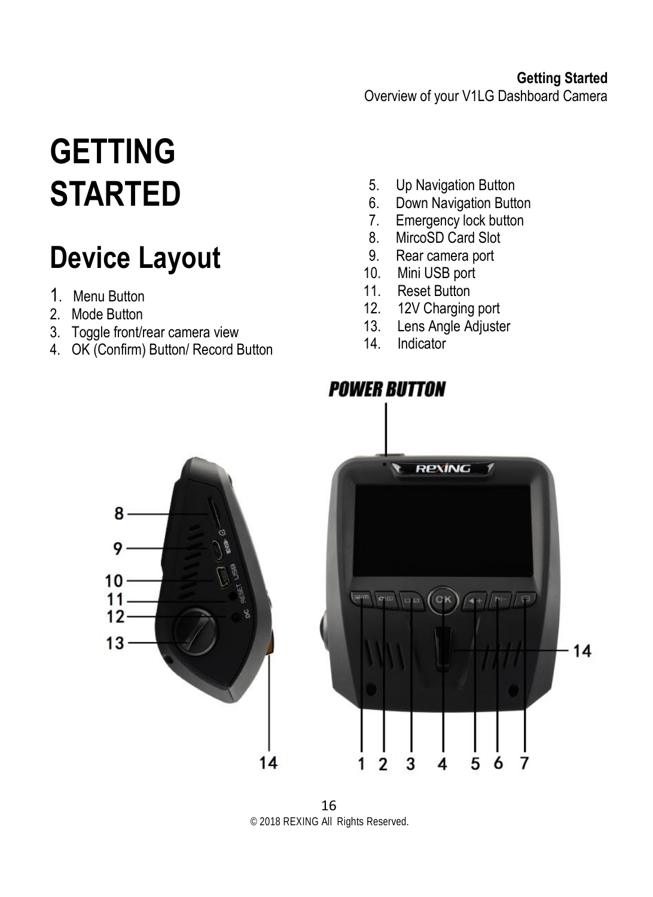# GETTING STARTED

## Device Layout

1. Menu Button
2. Mode Button
3. Toggle front/rear camera view
4. OK (Confirm) Button/ Record Button
5. Up Navigation Button
6. Down Navigation Button
7. Emergency lock button
8. MircoSD Card Slot
9. Rear camera port
10. Mini USB port
11. Reset Button
12. 12V Charging port
13. Lens Angle Adjuster
14. Indicator

POWER BUTTON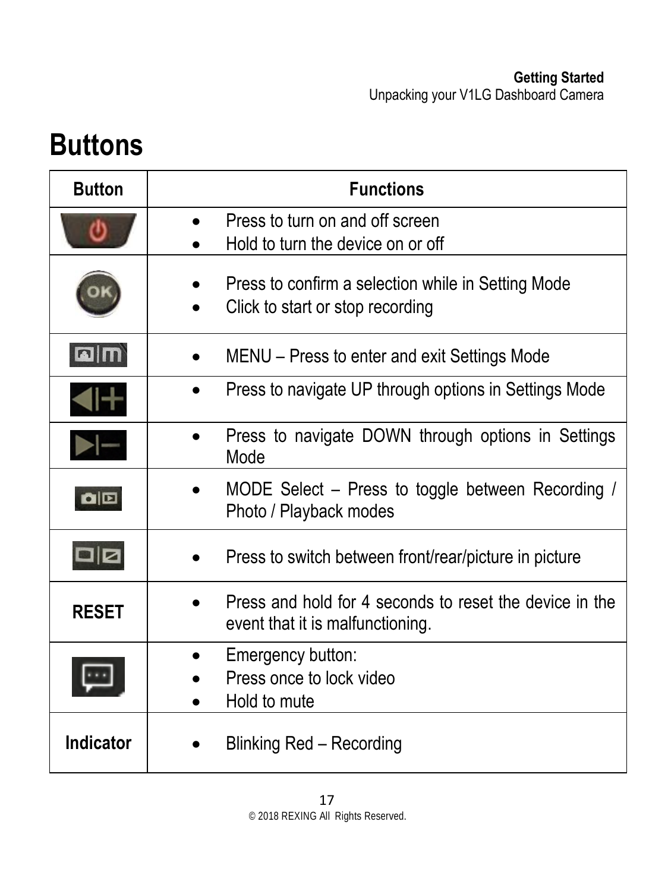# Buttons

| Button | Functions |
| --- | --- |
| | • Press to turn on and off screen<br>• Hold to turn the device on or off |
| | • Press to confirm a selection while in Setting Mode<br>• Click to start or stop recording |
| | • MENU – Press to enter and exit Settings Mode |
| | • Press to navigate UP through options in Settings Mode |
| | • Press to navigate DOWN through options in Settings Mode |
| | • MODE Select – Press to toggle between Recording / Photo / Playback modes |
| | • Press to switch between front/rear/picture in picture |
| **RESET** | • Press and hold for 4 seconds to reset the device in the event that it is malfunctioning. |
| | • Emergency button:<br>• Press once to lock video<br>• Hold to mute |
| **Indicator** | • Blinking Red – Recording |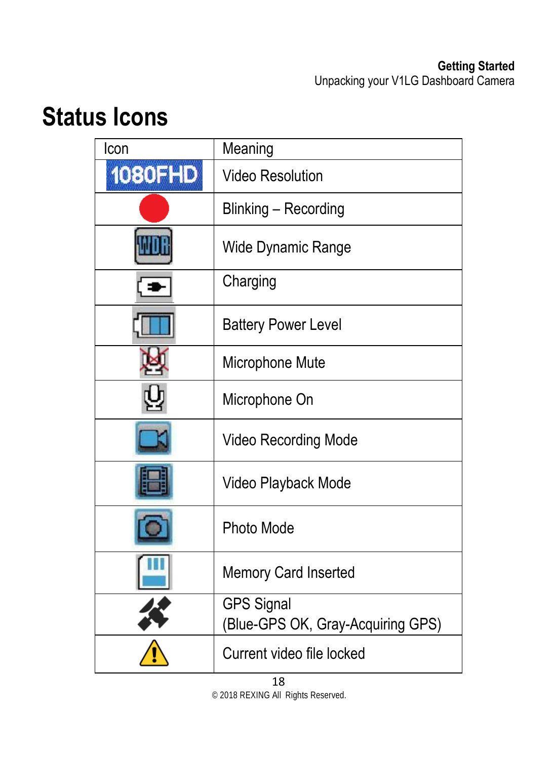# Status Icons

| Icon | Meaning |
|---|---|
| 1080FHD | Video Resolution |
| | Blinking – Recording |
| WDR | Wide Dynamic Range |
| | Charging |
| | Battery Power Level |
| | Microphone Mute |
| | Microphone On |
| | Video Recording Mode |
| | Video Playback Mode |
| | Photo Mode |
| | Memory Card Inserted |
| | GPS Signal (Blue-GPS OK, Gray-Acquiring GPS) |
| | Current video file locked |

© 2018 REXING All Rights Reserved.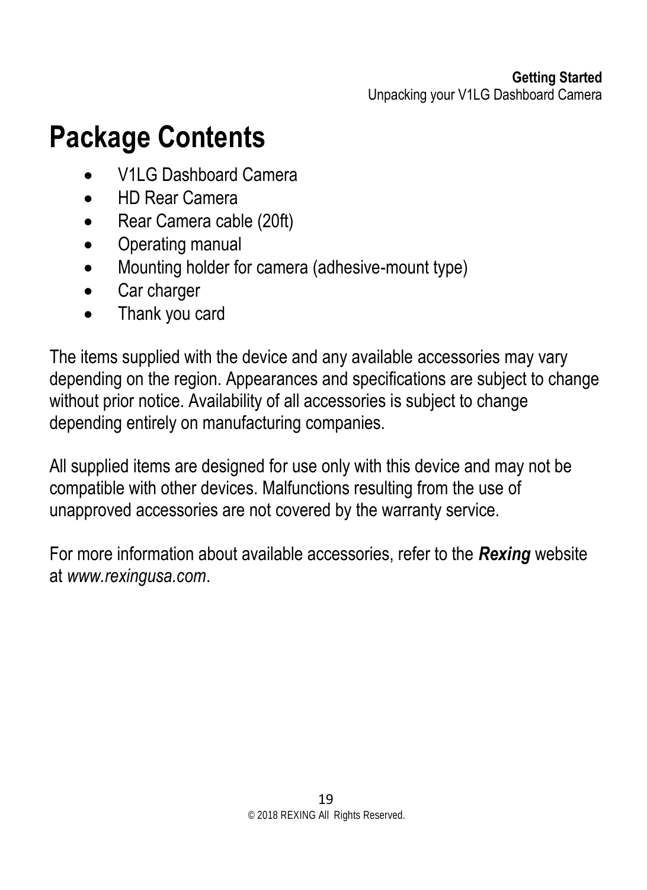# Package Contents

- V1LG Dashboard Camera
- HD Rear Camera
- Rear Camera cable (20ft)
- Operating manual
- Mounting holder for camera (adhesive-mount type)
- Car charger
- Thank you card

The items supplied with the device and any available accessories may vary depending on the region. Appearances and specifications are subject to change without prior notice. Availability of all accessories is subject to change depending entirely on manufacturing companies.

All supplied items are designed for use only with this device and may not be compatible with other devices. Malfunctions resulting from the use of unapproved accessories are not covered by the warranty service.

For more information about available accessories, refer to the ***Rexing*** website at *www.rexingusa.com*.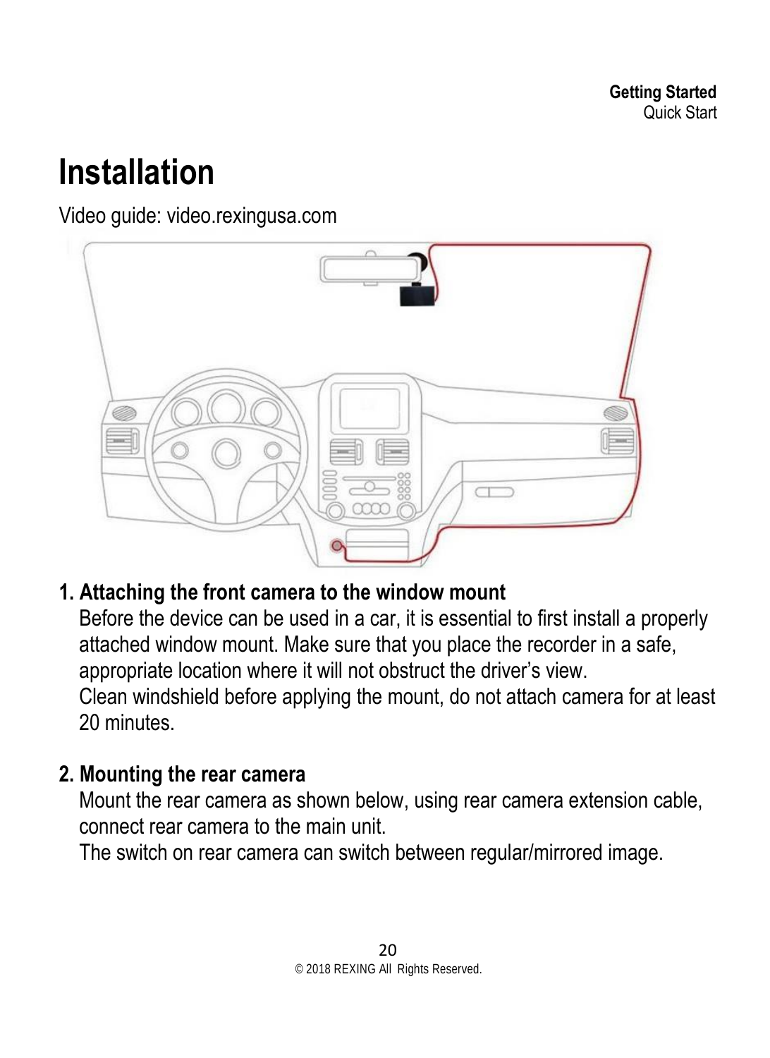# Installation

Video guide: video.rexingusa.com

1. **Attaching the front camera to the window mount**
   Before the device can be used in a car, it is essential to first install a properly attached window mount. Make sure that you place the recorder in a safe, appropriate location where it will not obstruct the driver's view.
   Clean windshield before applying the mount, do not attach camera for at least 20 minutes.

2. **Mounting the rear camera**
   Mount the rear camera as shown below, using rear camera extension cable, connect rear camera to the main unit.
   The switch on rear camera can switch between regular/mirrored image.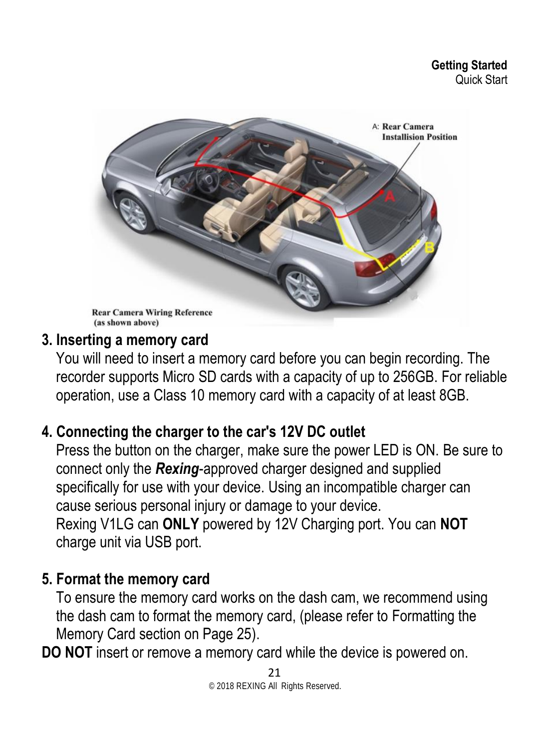Rear Camera Wiring Reference (as shown above)

### 3. Inserting a memory card

You will need to insert a memory card before you can begin recording. The recorder supports Micro SD cards with a capacity of up to 256GB. For reliable operation, use a Class 10 memory card with a capacity of at least 8GB.

### 4. Connecting the charger to the car's 12V DC outlet

Press the button on the charger, make sure the power LED is ON. Be sure to connect only the ***Rexing***-approved charger designed and supplied specifically for use with your device. Using an incompatible charger can cause serious personal injury or damage to your device.
Rexing V1LG can **ONLY** powered by 12V Charging port. You can **NOT** charge unit via USB port.

### 5. Format the memory card

To ensure the memory card works on the dash cam, we recommend using the dash cam to format the memory card, (please refer to Formatting the Memory Card section on Page 25).

**DO NOT** insert or remove a memory card while the device is powered on.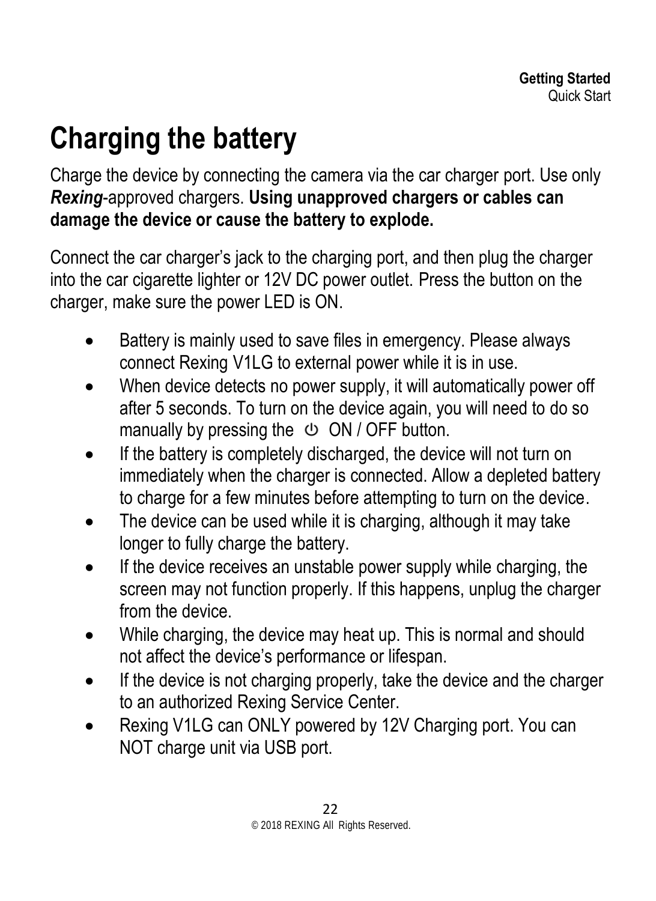# Charging the battery

Charge the device by connecting the camera via the car charger port. Use only ***Rexing***-approved chargers. **Using unapproved chargers or cables can damage the device or cause the battery to explode.**

Connect the car charger's jack to the charging port, and then plug the charger into the car cigarette lighter or 12V DC power outlet. Press the button on the charger, make sure the power LED is ON.

- Battery is mainly used to save files in emergency. Please always connect Rexing V1LG to external power while it is in use.
- When device detects no power supply, it will automatically power off after 5 seconds. To turn on the device again, you will need to do so manually by pressing the ⏻ ON / OFF button.
- If the battery is completely discharged, the device will not turn on immediately when the charger is connected. Allow a depleted battery to charge for a few minutes before attempting to turn on the device.
- The device can be used while it is charging, although it may take longer to fully charge the battery.
- If the device receives an unstable power supply while charging, the screen may not function properly. If this happens, unplug the charger from the device.
- While charging, the device may heat up. This is normal and should not affect the device's performance or lifespan.
- If the device is not charging properly, take the device and the charger to an authorized Rexing Service Center.
- Rexing V1LG can ONLY powered by 12V Charging port. You can NOT charge unit via USB port.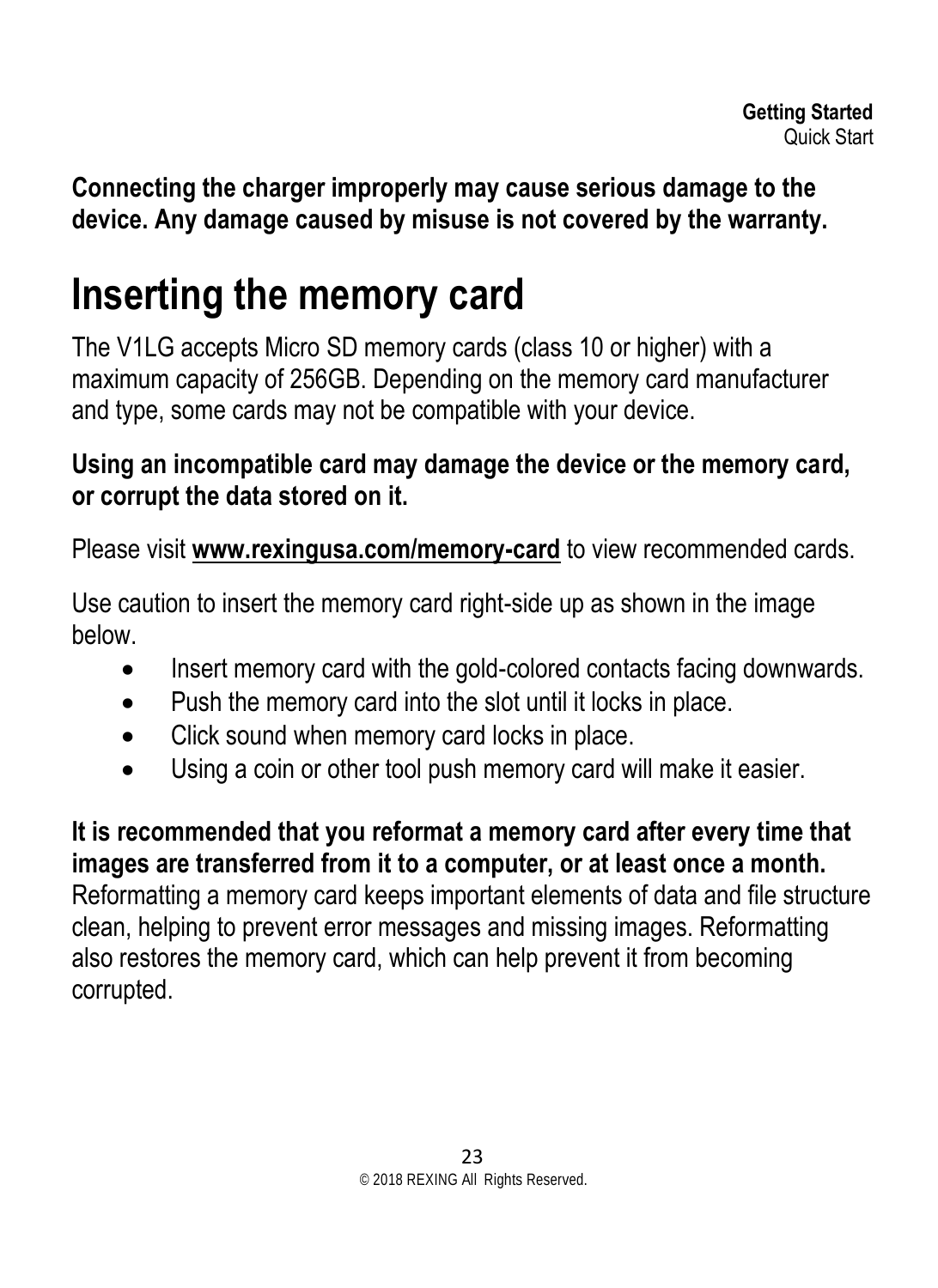**Connecting the charger improperly may cause serious damage to the device. Any damage caused by misuse is not covered by the warranty.**

# Inserting the memory card

The V1LG accepts Micro SD memory cards (class 10 or higher) with a maximum capacity of 256GB. Depending on the memory card manufacturer and type, some cards may not be compatible with your device.

**Using an incompatible card may damage the device or the memory card, or corrupt the data stored on it.**

Please visit **www.rexingusa.com/memory-card** to view recommended cards.

Use caution to insert the memory card right-side up as shown in the image below.

- Insert memory card with the gold-colored contacts facing downwards.
- Push the memory card into the slot until it locks in place.
- Click sound when memory card locks in place.
- Using a coin or other tool push memory card will make it easier.

**It is recommended that you reformat a memory card after every time that images are transferred from it to a computer, or at least once a month.** Reformatting a memory card keeps important elements of data and file structure clean, helping to prevent error messages and missing images. Reformatting also restores the memory card, which can help prevent it from becoming corrupted.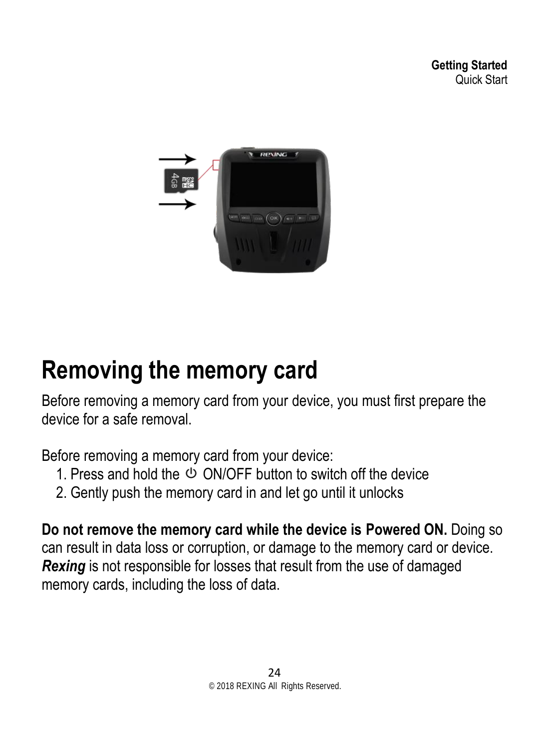# Removing the memory card

Before removing a memory card from your device, you must first prepare the device for a safe removal.

Before removing a memory card from your device:

1. Press and hold the ⏻ ON/OFF button to switch off the device
2. Gently push the memory card in and let go until it unlocks

**Do not remove the memory card while the device is Powered ON.** Doing so can result in data loss or corruption, or damage to the memory card or device. ***Rexing*** is not responsible for losses that result from the use of damaged memory cards, including the loss of data.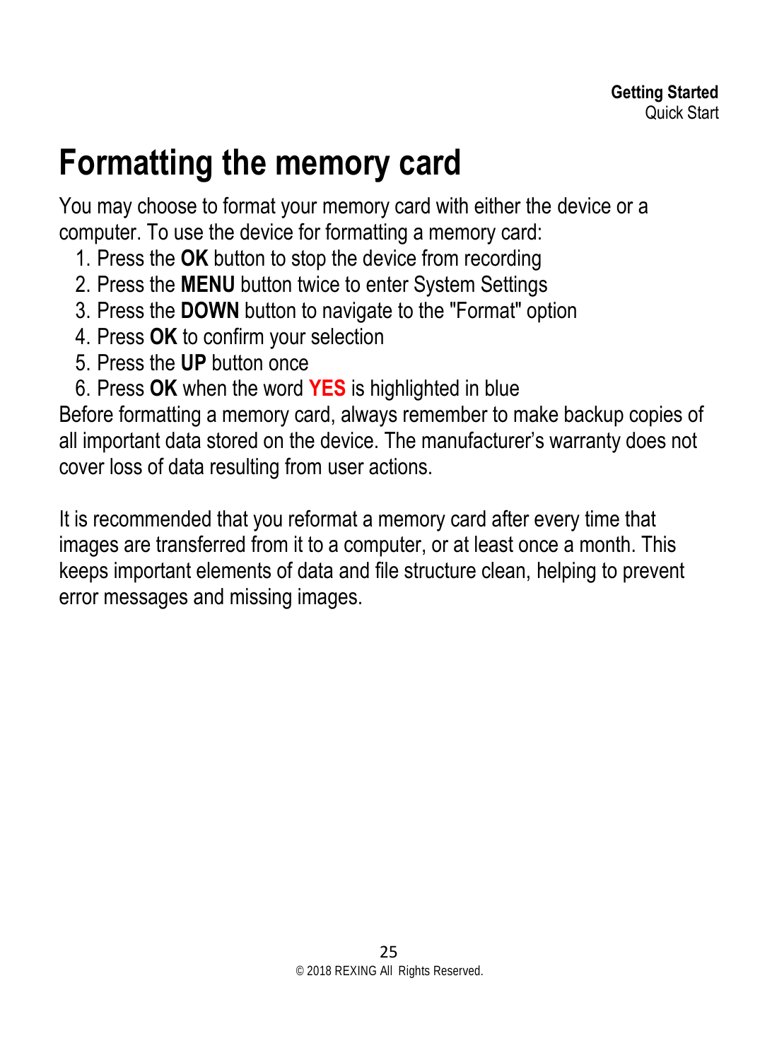# Formatting the memory card

You may choose to format your memory card with either the device or a computer. To use the device for formatting a memory card:

1. Press the **OK** button to stop the device from recording
2. Press the **MENU** button twice to enter System Settings
3. Press the **DOWN** button to navigate to the "Format" option
4. Press **OK** to confirm your selection
5. Press the **UP** button once
6. Press **OK** when the word **YES** is highlighted in blue

Before formatting a memory card, always remember to make backup copies of all important data stored on the device. The manufacturer's warranty does not cover loss of data resulting from user actions.

It is recommended that you reformat a memory card after every time that images are transferred from it to a computer, or at least once a month. This keeps important elements of data and file structure clean, helping to prevent error messages and missing images.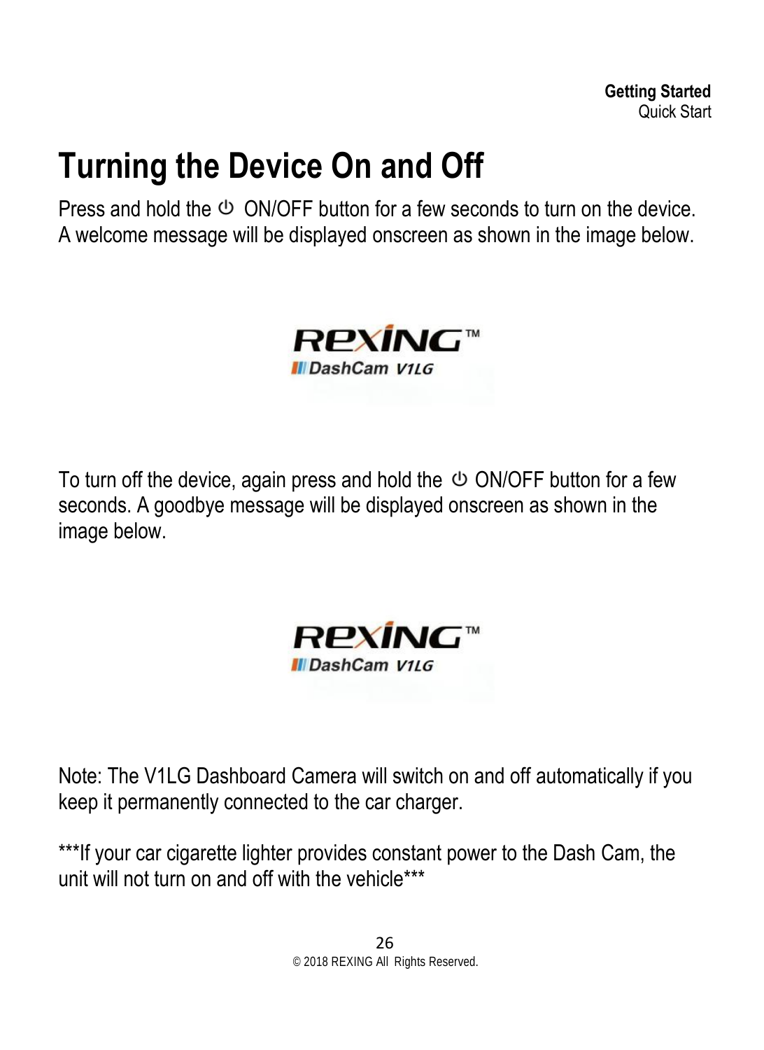# Turning the Device On and Off

Press and hold the ⏻ ON/OFF button for a few seconds to turn on the device. A welcome message will be displayed onscreen as shown in the image below.

To turn off the device, again press and hold the ⏻ ON/OFF button for a few seconds. A goodbye message will be displayed onscreen as shown in the image below.

Note: The V1LG Dashboard Camera will switch on and off automatically if you keep it permanently connected to the car charger.

***If your car cigarette lighter provides constant power to the Dash Cam, the unit will not turn on and off with the vehicle***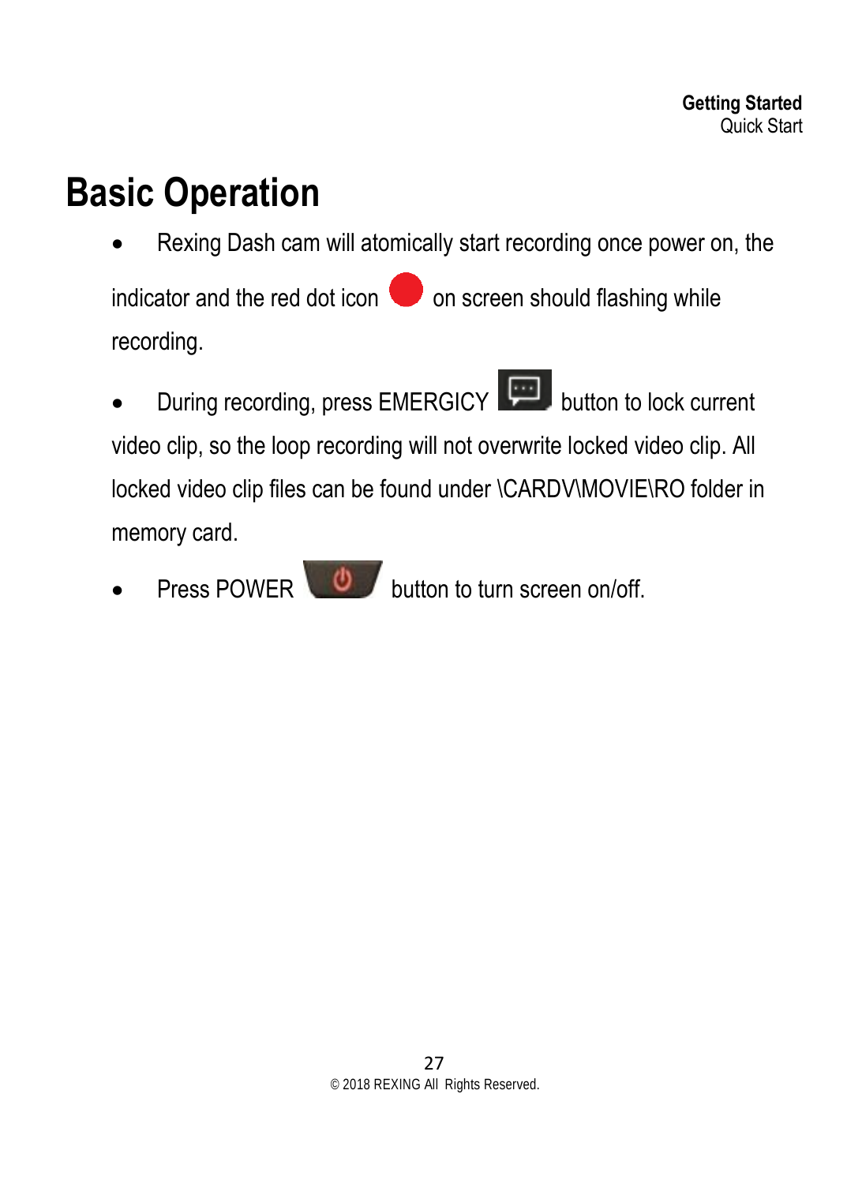# Basic Operation

- Rexing Dash cam will atomically start recording once power on, the indicator and the red dot icon on screen should flashing while recording.
- During recording, press EMERGICY button to lock current video clip, so the loop recording will not overwrite locked video clip. All locked video clip files can be found under \CARDV\MOVIE\RO folder in memory card.
- Press POWER button to turn screen on/off.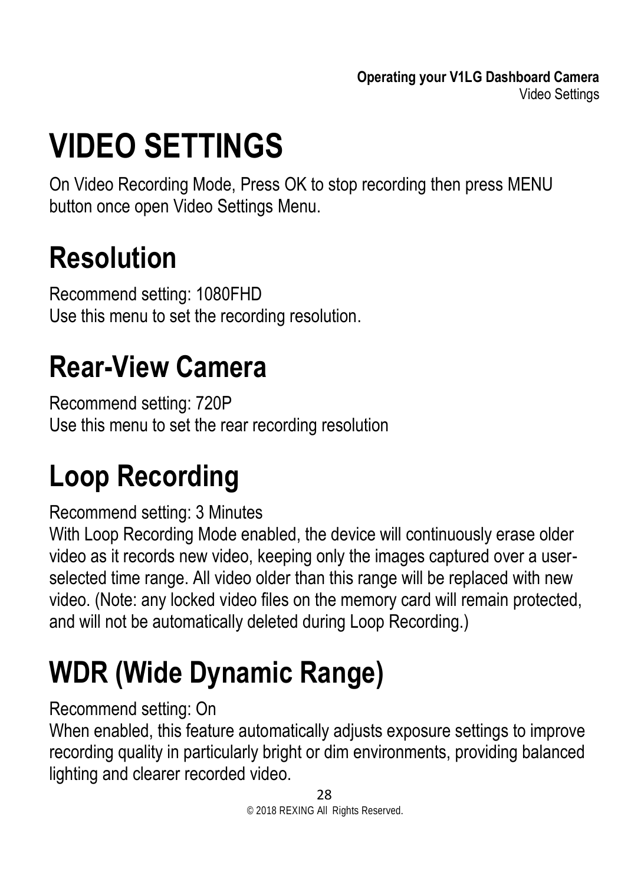# VIDEO SETTINGS

On Video Recording Mode, Press OK to stop recording then press MENU button once open Video Settings Menu.

## Resolution

Recommend setting: 1080FHD
Use this menu to set the recording resolution.

## Rear-View Camera

Recommend setting: 720P
Use this menu to set the rear recording resolution

## Loop Recording

Recommend setting: 3 Minutes
With Loop Recording Mode enabled, the device will continuously erase older video as it records new video, keeping only the images captured over a user-selected time range. All video older than this range will be replaced with new video. (Note: any locked video files on the memory card will remain protected, and will not be automatically deleted during Loop Recording.)

## WDR (Wide Dynamic Range)

Recommend setting: On
When enabled, this feature automatically adjusts exposure settings to improve recording quality in particularly bright or dim environments, providing balanced lighting and clearer recorded video.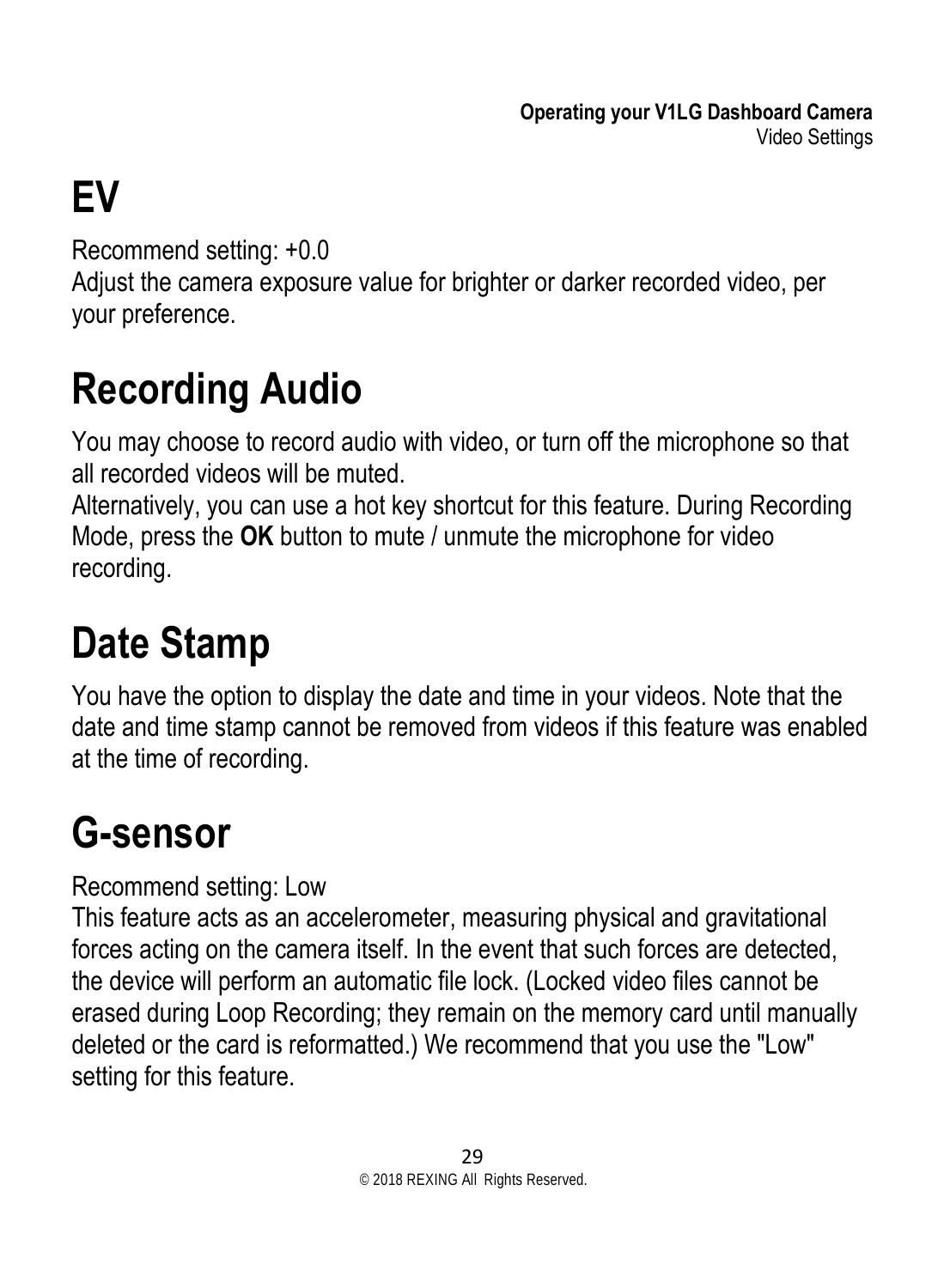# EV

Recommend setting: +0.0
Adjust the camera exposure value for brighter or darker recorded video, per your preference.

# Recording Audio

You may choose to record audio with video, or turn off the microphone so that all recorded videos will be muted.
Alternatively, you can use a hot key shortcut for this feature. During Recording Mode, press the **OK** button to mute / unmute the microphone for video recording.

# Date Stamp

You have the option to display the date and time in your videos. Note that the date and time stamp cannot be removed from videos if this feature was enabled at the time of recording.

# G-sensor

Recommend setting: Low
This feature acts as an accelerometer, measuring physical and gravitational forces acting on the camera itself. In the event that such forces are detected, the device will perform an automatic file lock. (Locked video files cannot be erased during Loop Recording; they remain on the memory card until manually deleted or the card is reformatted.) We recommend that you use the "Low" setting for this feature.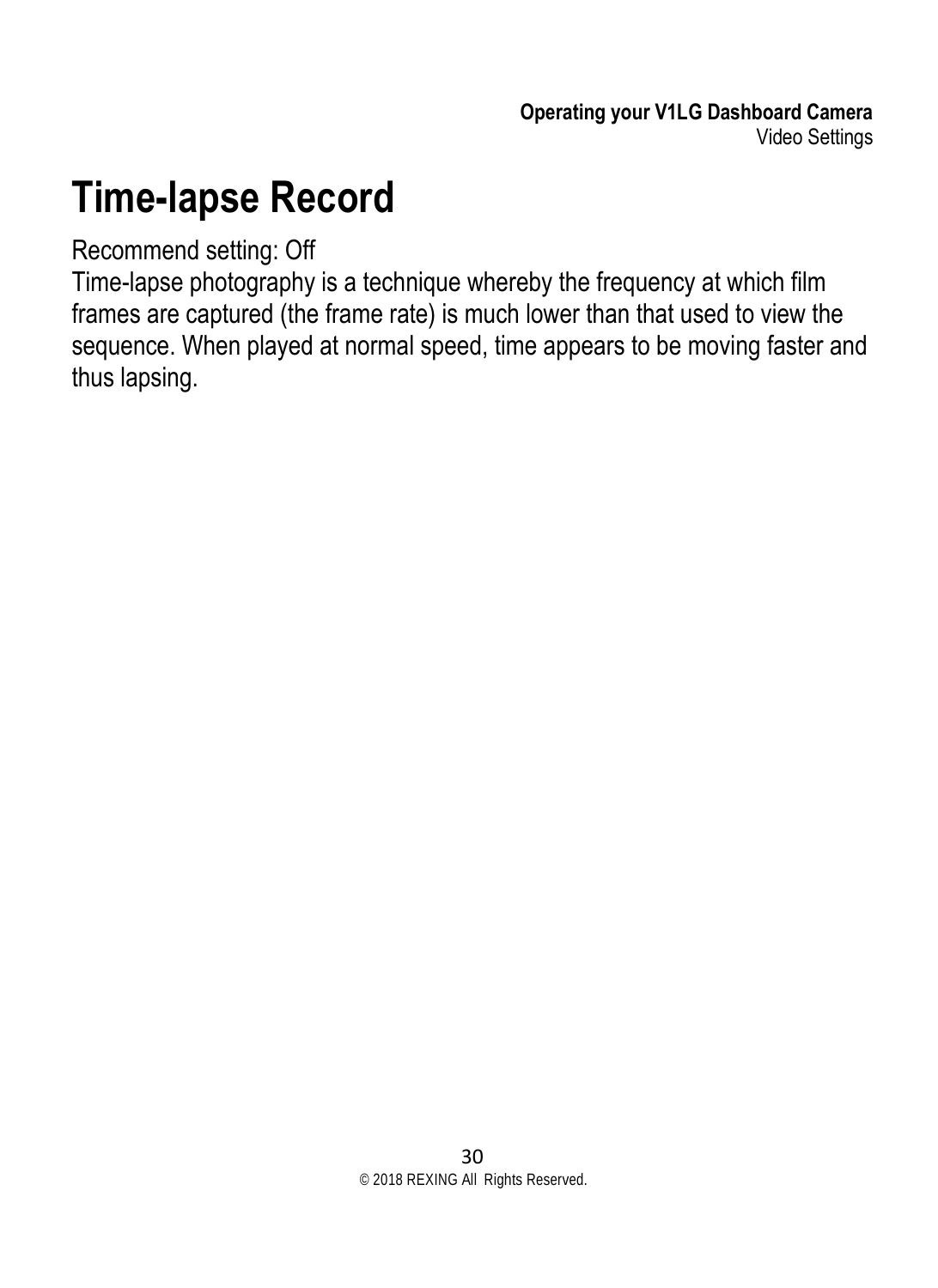# Time-lapse Record

Recommend setting: Off
Time-lapse photography is a technique whereby the frequency at which film frames are captured (the frame rate) is much lower than that used to view the sequence. When played at normal speed, time appears to be moving faster and thus lapsing.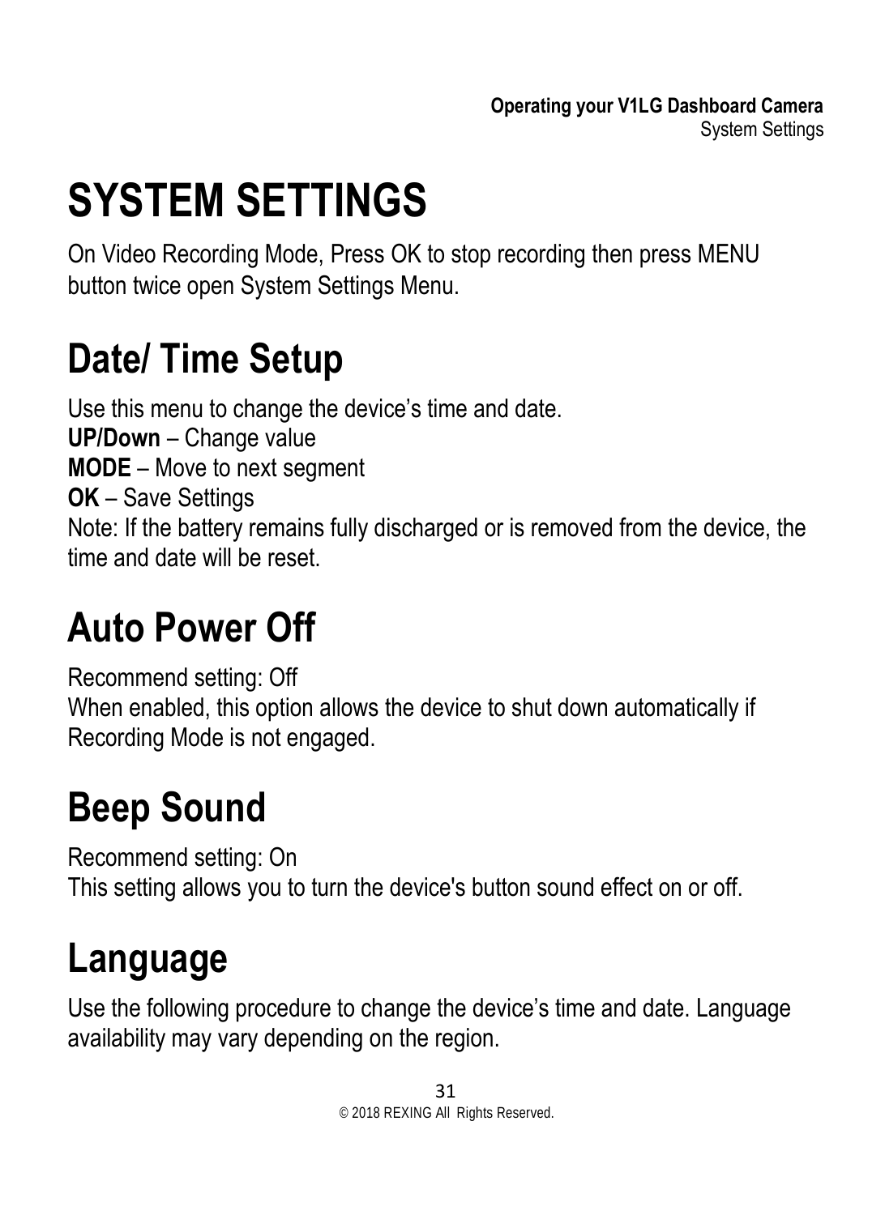# SYSTEM SETTINGS

On Video Recording Mode, Press OK to stop recording then press MENU button twice open System Settings Menu.

## Date/ Time Setup

Use this menu to change the device’s time and date.
**UP/Down** – Change value
**MODE** – Move to next segment
**OK** – Save Settings
Note: If the battery remains fully discharged or is removed from the device, the time and date will be reset.

## Auto Power Off

Recommend setting: Off
When enabled, this option allows the device to shut down automatically if Recording Mode is not engaged.

## Beep Sound

Recommend setting: On
This setting allows you to turn the device's button sound effect on or off.

## Language

Use the following procedure to change the device’s time and date. Language availability may vary depending on the region.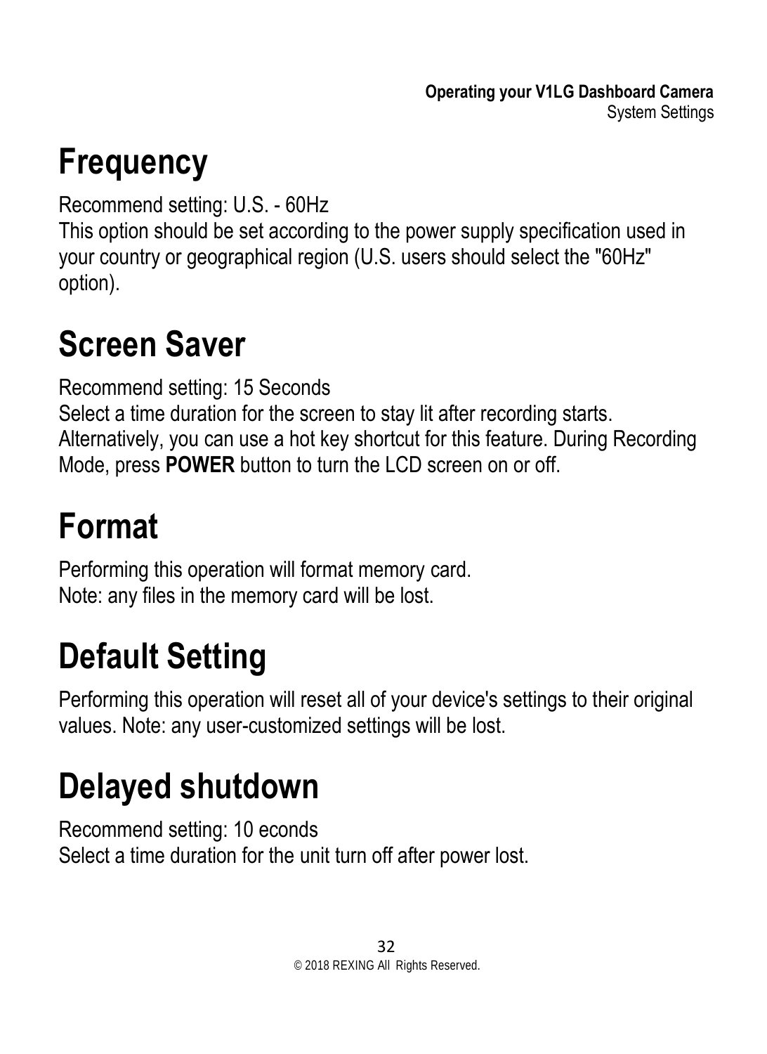# Frequency

Recommend setting: U.S. - 60Hz
This option should be set according to the power supply specification used in your country or geographical region (U.S. users should select the "60Hz" option).

# Screen Saver

Recommend setting: 15 Seconds
Select a time duration for the screen to stay lit after recording starts. Alternatively, you can use a hot key shortcut for this feature. During Recording Mode, press **POWER** button to turn the LCD screen on or off.

# Format

Performing this operation will format memory card.
Note: any files in the memory card will be lost.

# Default Setting

Performing this operation will reset all of your device's settings to their original values. Note: any user-customized settings will be lost.

# Delayed shutdown

Recommend setting: 10 econds
Select a time duration for the unit turn off after power lost.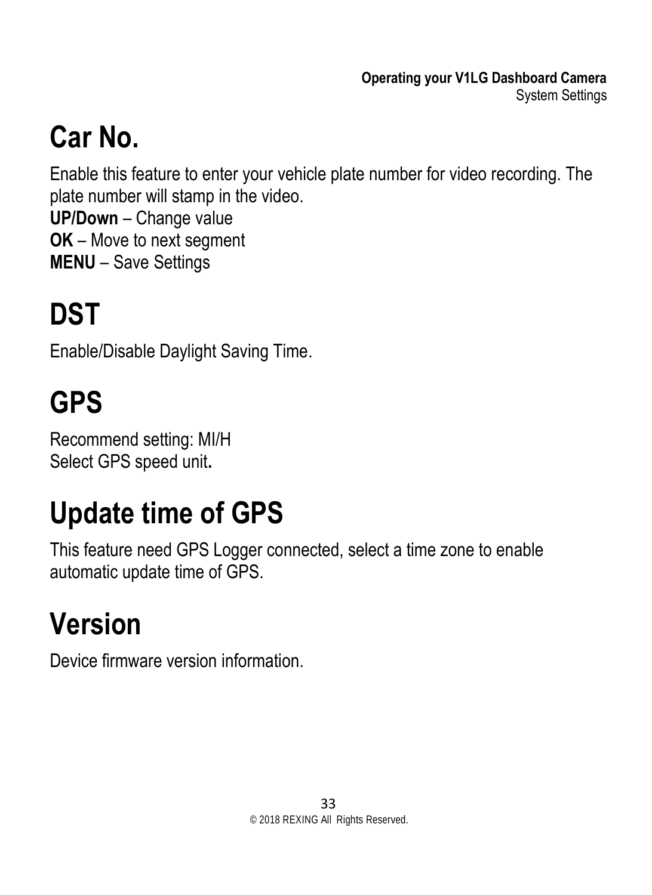# Car No.

Enable this feature to enter your vehicle plate number for video recording. The plate number will stamp in the video.

**UP/Down** – Change value
**OK** – Move to next segment
**MENU** – Save Settings

# DST

Enable/Disable Daylight Saving Time.

# GPS

Recommend setting: MI/H
Select GPS speed unit**.**

# Update time of GPS

This feature need GPS Logger connected, select a time zone to enable automatic update time of GPS.

# Version

Device firmware version information.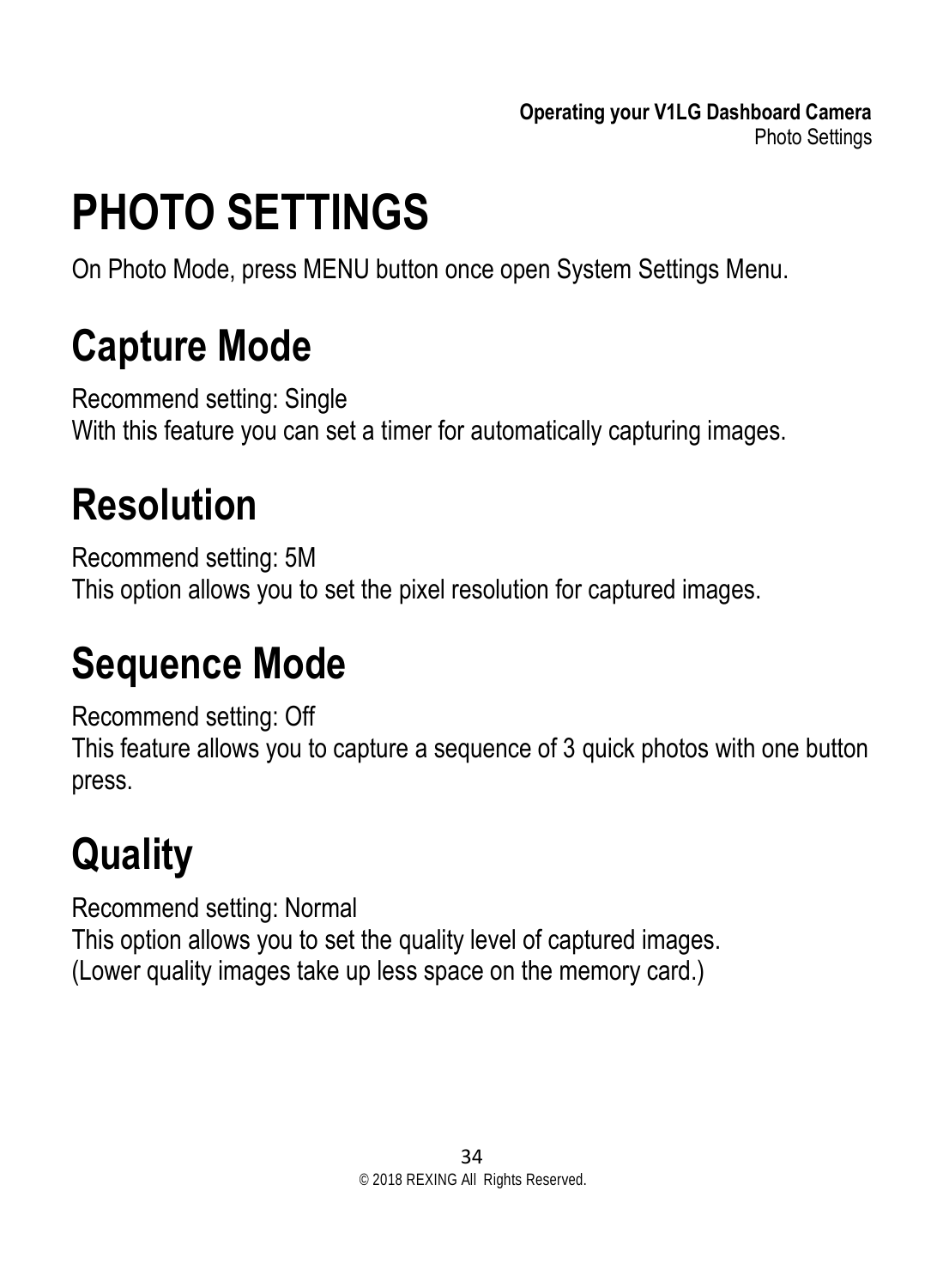# PHOTO SETTINGS

On Photo Mode, press MENU button once open System Settings Menu.

## Capture Mode

Recommend setting: Single
With this feature you can set a timer for automatically capturing images.

## Resolution

Recommend setting: 5M
This option allows you to set the pixel resolution for captured images.

## Sequence Mode

Recommend setting: Off
This feature allows you to capture a sequence of 3 quick photos with one button press.

## Quality

Recommend setting: Normal
This option allows you to set the quality level of captured images.
(Lower quality images take up less space on the memory card.)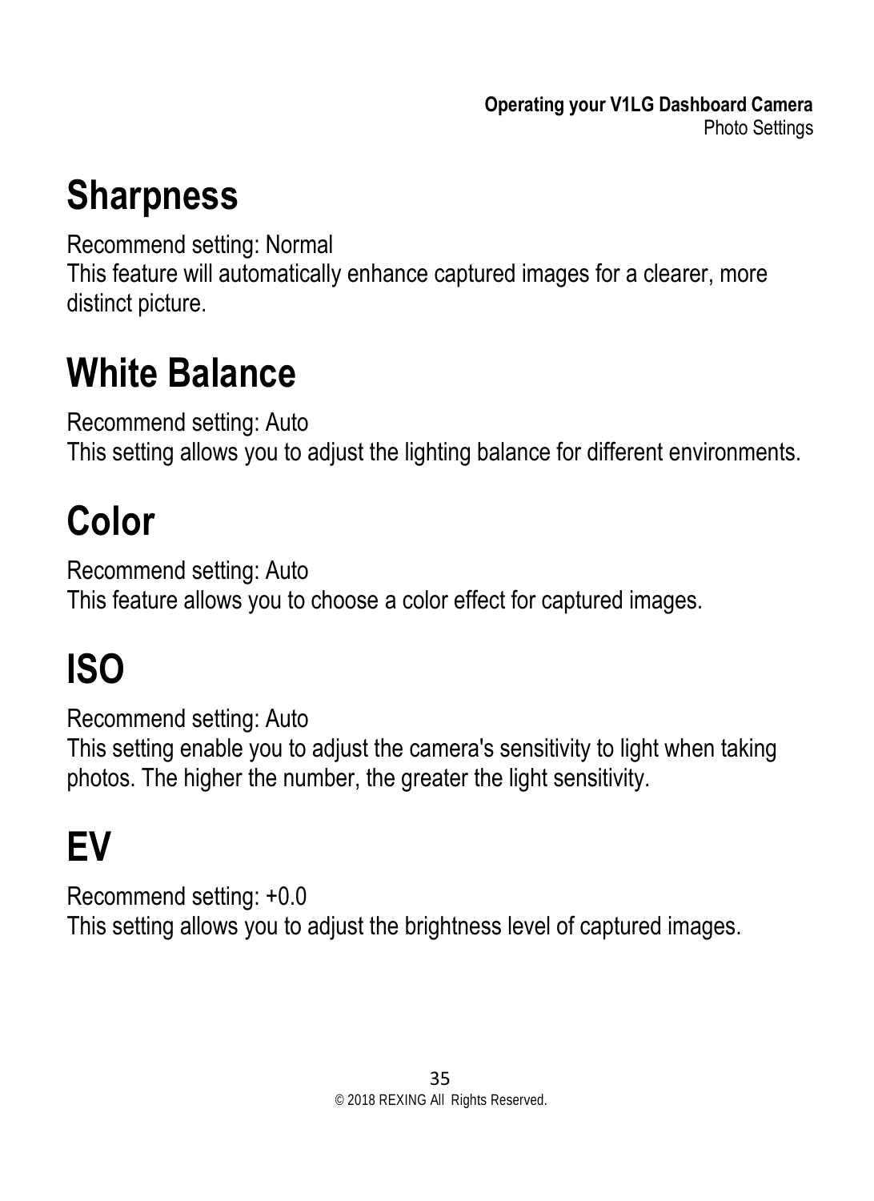# Sharpness

Recommend setting: Normal
This feature will automatically enhance captured images for a clearer, more distinct picture.

# White Balance

Recommend setting: Auto
This setting allows you to adjust the lighting balance for different environments.

# Color

Recommend setting: Auto
This feature allows you to choose a color effect for captured images.

# ISO

Recommend setting: Auto
This setting enable you to adjust the camera's sensitivity to light when taking photos. The higher the number, the greater the light sensitivity.

# EV

Recommend setting: +0.0
This setting allows you to adjust the brightness level of captured images.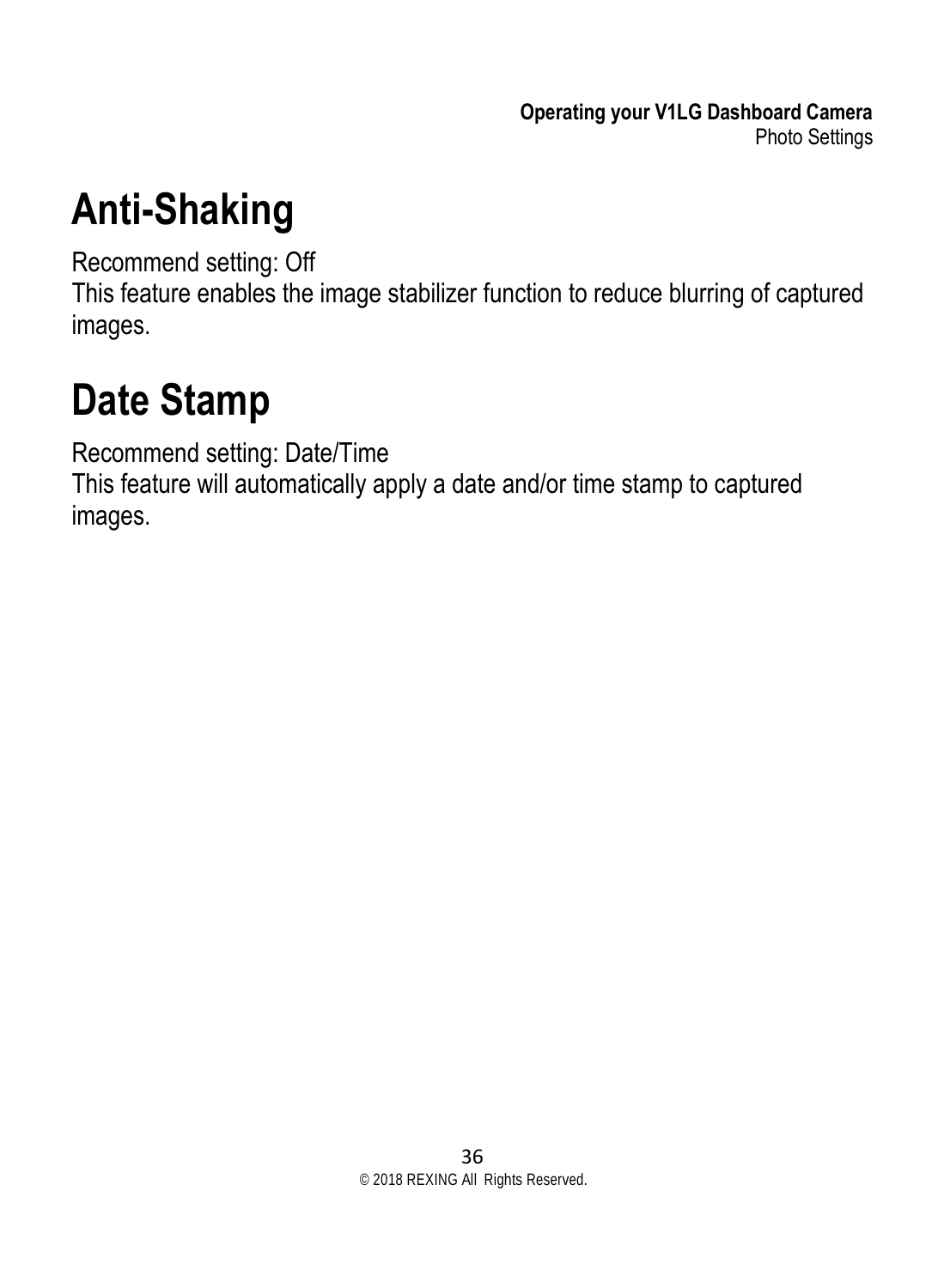# Anti-Shaking

Recommend setting: Off
This feature enables the image stabilizer function to reduce blurring of captured images.

# Date Stamp

Recommend setting: Date/Time
This feature will automatically apply a date and/or time stamp to captured images.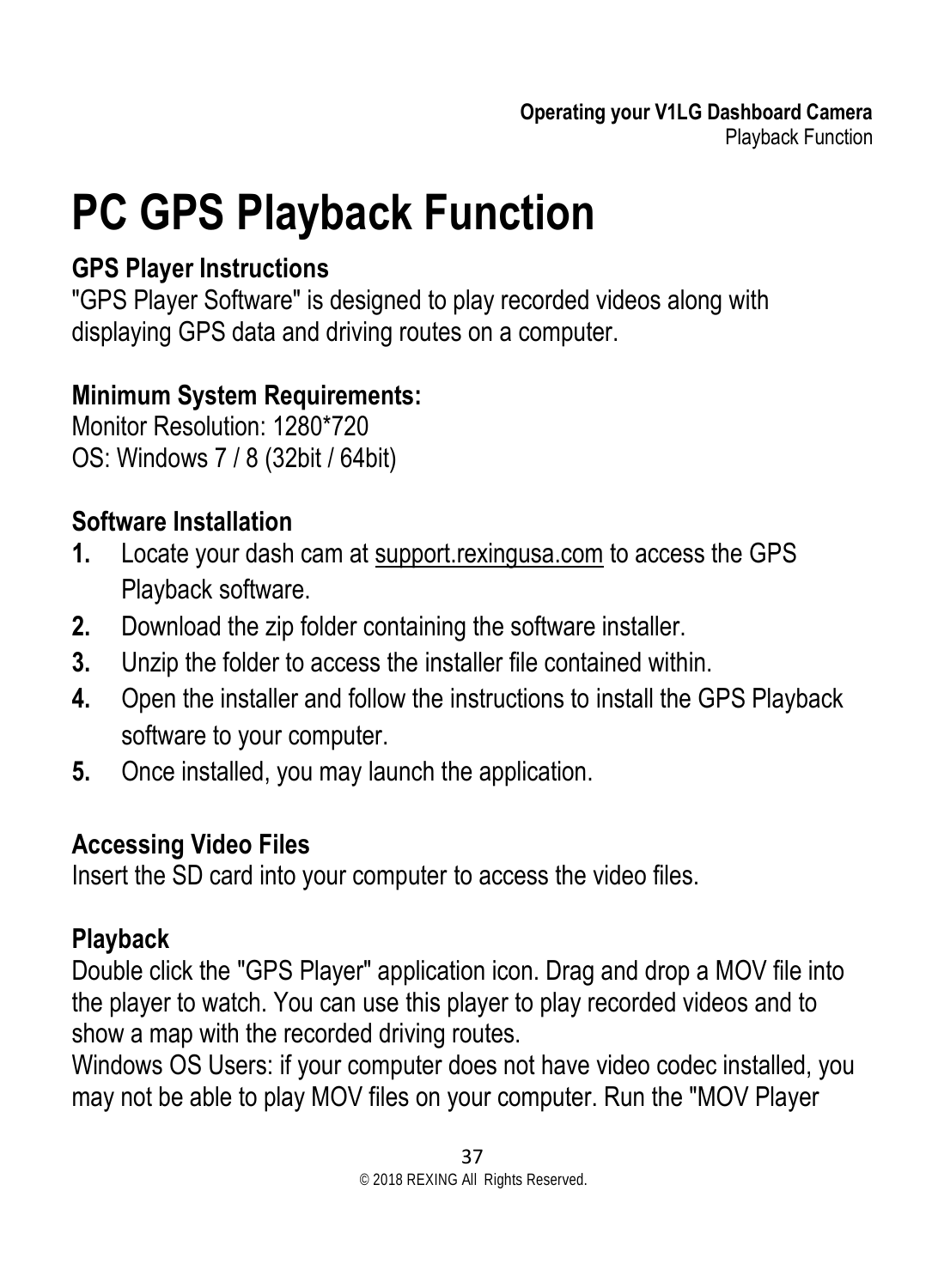# PC GPS Playback Function

## GPS Player Instructions

"GPS Player Software" is designed to play recorded videos along with displaying GPS data and driving routes on a computer.

### Minimum System Requirements:

Monitor Resolution: 1280*720
OS: Windows 7 / 8 (32bit / 64bit)

### Software Installation

1. Locate your dash cam at support.rexingusa.com to access the GPS Playback software.
2. Download the zip folder containing the software installer.
3. Unzip the folder to access the installer file contained within.
4. Open the installer and follow the instructions to install the GPS Playback software to your computer.
5. Once installed, you may launch the application.

### Accessing Video Files

Insert the SD card into your computer to access the video files.

### Playback

Double click the "GPS Player" application icon. Drag and drop a MOV file into the player to watch. You can use this player to play recorded videos and to show a map with the recorded driving routes.
Windows OS Users: if your computer does not have video codec installed, you may not be able to play MOV files on your computer. Run the "MOV Player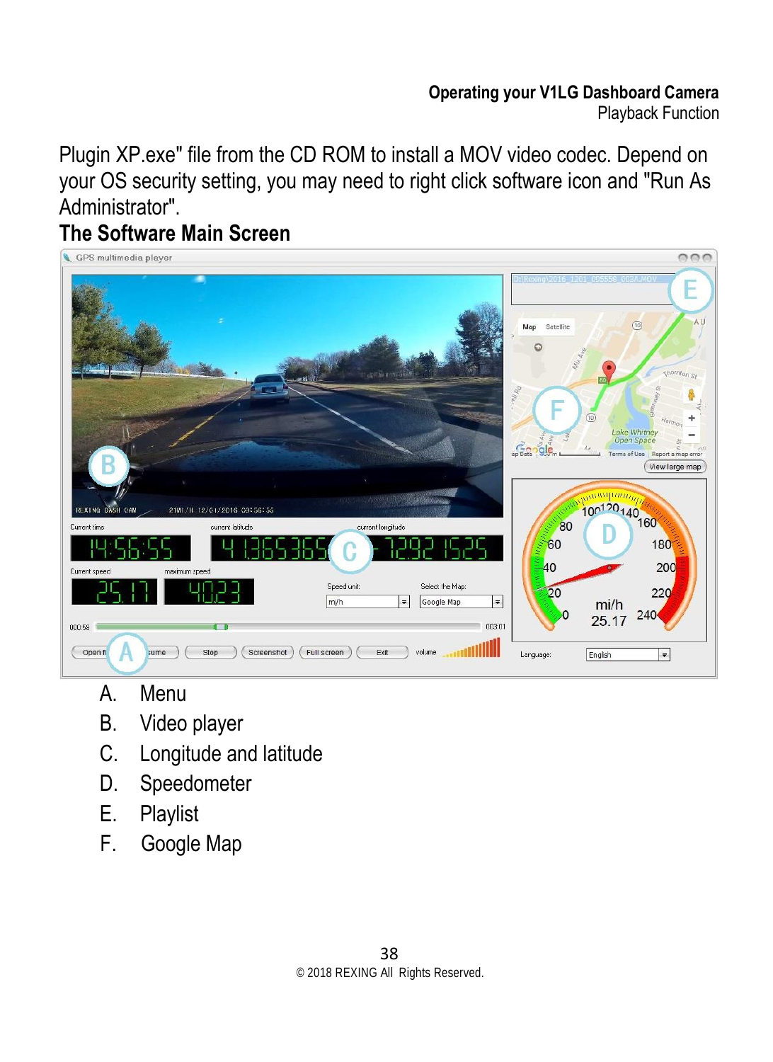Plugin XP.exe" file from the CD ROM to install a MOV video codec. Depend on your OS security setting, you may need to right click software icon and "Run As Administrator".

## The Software Main Screen

A. Menu
B. Video player
C. Longitude and latitude
D. Speedometer
E. Playlist
F. Google Map

© 2018 REXING All Rights Reserved.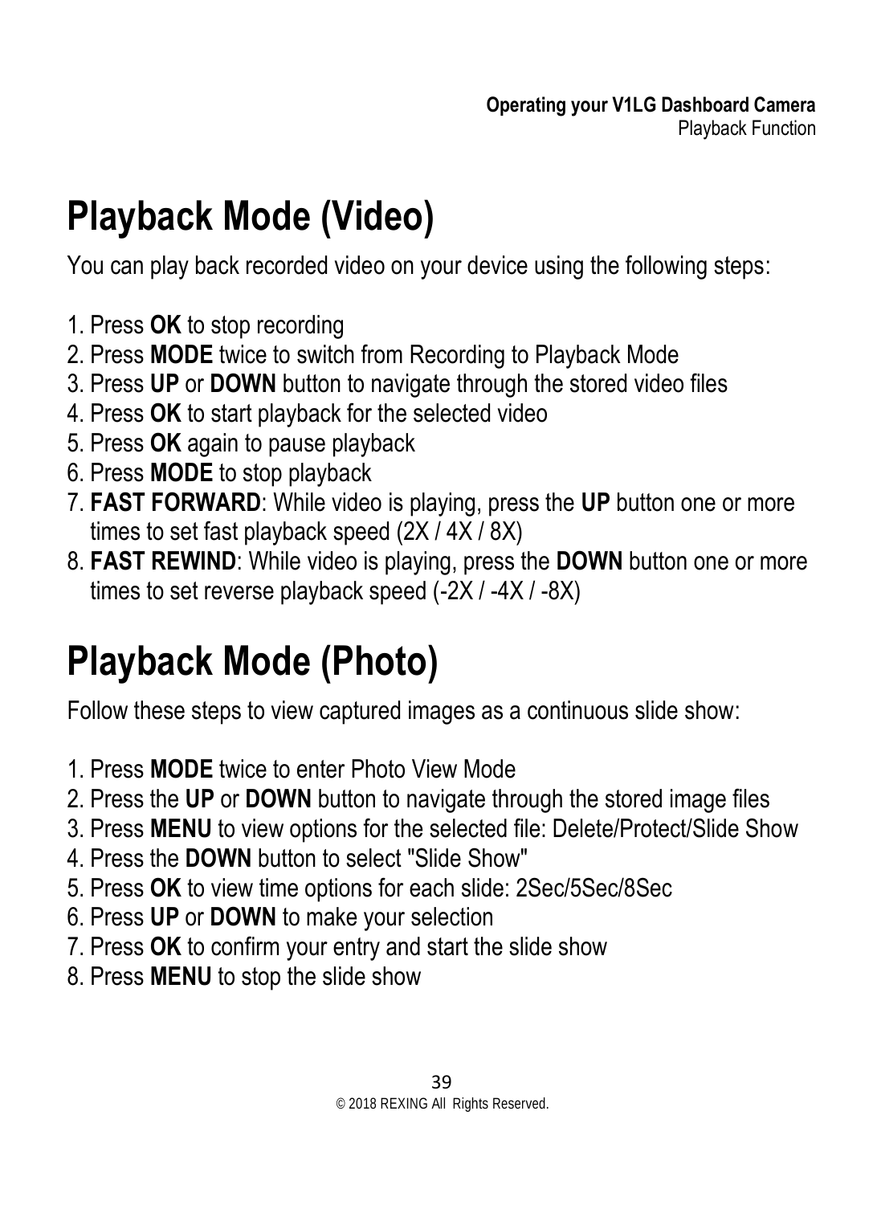# Playback Mode (Video)

You can play back recorded video on your device using the following steps:

1. Press **OK** to stop recording
2. Press **MODE** twice to switch from Recording to Playback Mode
3. Press **UP** or **DOWN** button to navigate through the stored video files
4. Press **OK** to start playback for the selected video
5. Press **OK** again to pause playback
6. Press **MODE** to stop playback
7. **FAST FORWARD**: While video is playing, press the **UP** button one or more times to set fast playback speed (2X / 4X / 8X)
8. **FAST REWIND**: While video is playing, press the **DOWN** button one or more times to set reverse playback speed (-2X / -4X / -8X)

# Playback Mode (Photo)

Follow these steps to view captured images as a continuous slide show:

1. Press **MODE** twice to enter Photo View Mode
2. Press the **UP** or **DOWN** button to navigate through the stored image files
3. Press **MENU** to view options for the selected file: Delete/Protect/Slide Show
4. Press the **DOWN** button to select "Slide Show"
5. Press **OK** to view time options for each slide: 2Sec/5Sec/8Sec
6. Press **UP** or **DOWN** to make your selection
7. Press **OK** to confirm your entry and start the slide show
8. Press **MENU** to stop the slide show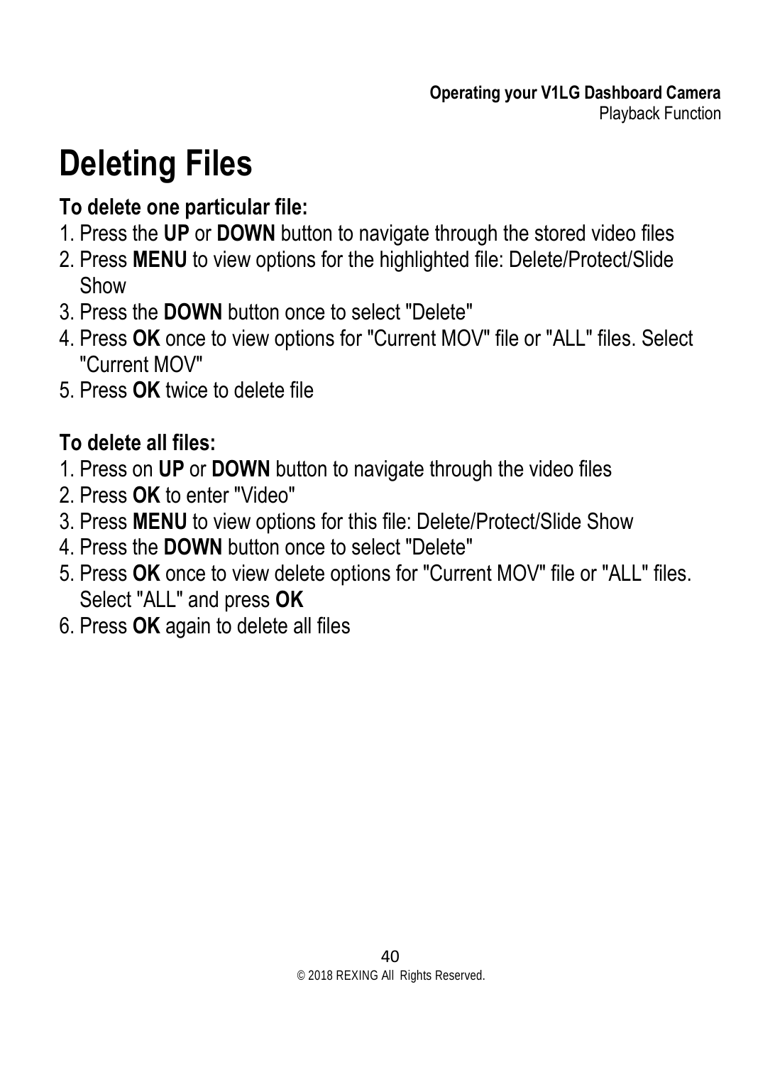# Deleting Files

**To delete one particular file:**

1. Press the **UP** or **DOWN** button to navigate through the stored video files
2. Press **MENU** to view options for the highlighted file: Delete/Protect/Slide Show
3. Press the **DOWN** button once to select "Delete"
4. Press **OK** once to view options for "Current MOV" file or "ALL" files. Select "Current MOV"
5. Press **OK** twice to delete file

**To delete all files:**

1. Press on **UP** or **DOWN** button to navigate through the video files
2. Press **OK** to enter "Video"
3. Press **MENU** to view options for this file: Delete/Protect/Slide Show
4. Press the **DOWN** button once to select "Delete"
5. Press **OK** once to view delete options for "Current MOV" file or "ALL" files. Select "ALL" and press **OK**
6. Press **OK** again to delete all files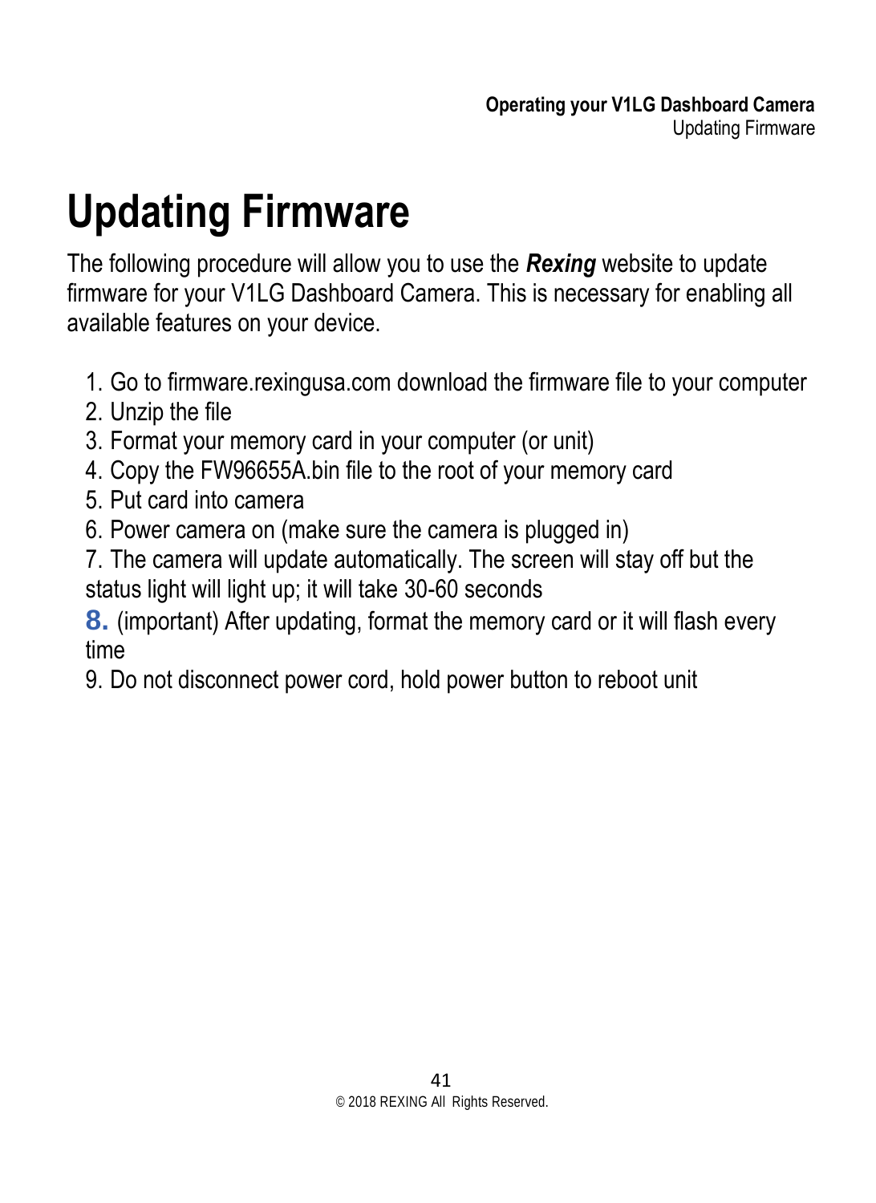# Updating Firmware

The following procedure will allow you to use the ***Rexing*** website to update firmware for your V1LG Dashboard Camera. This is necessary for enabling all available features on your device.

1. Go to firmware.rexingusa.com download the firmware file to your computer
2. Unzip the file
3. Format your memory card in your computer (or unit)
4. Copy the FW96655A.bin file to the root of your memory card
5. Put card into camera
6. Power camera on (make sure the camera is plugged in)
7. The camera will update automatically. The screen will stay off but the status light will light up; it will take 30-60 seconds
8. (important) After updating, format the memory card or it will flash every time
9. Do not disconnect power cord, hold power button to reboot unit

© 2018 REXING All Rights Reserved.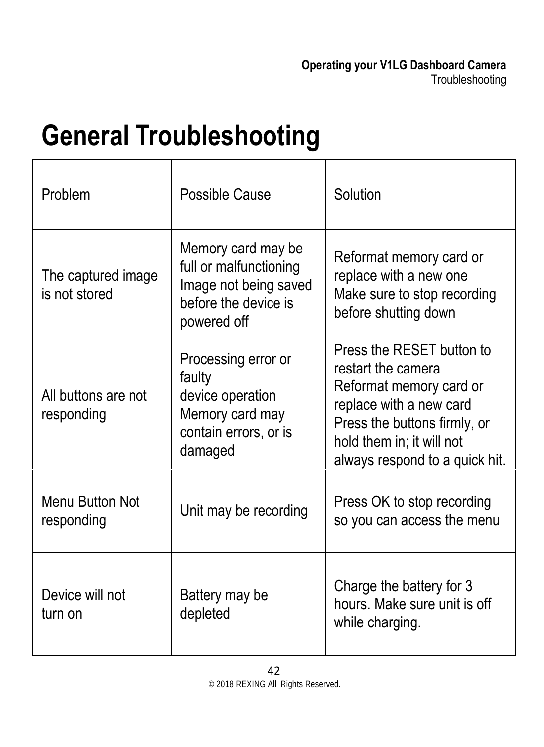# General Troubleshooting

| Problem | Possible Cause | Solution |
|---|---|---|
| The captured image is not stored | Memory card may be full or malfunctioning Image not being saved before the device is powered off | Reformat memory card or replace with a new one Make sure to stop recording before shutting down |
| All buttons are not responding | Processing error or faulty device operation Memory card may contain errors, or is damaged | Press the RESET button to restart the camera Reformat memory card or replace with a new card Press the buttons firmly, or hold them in; it will not always respond to a quick hit. |
| Menu Button Not responding | Unit may be recording | Press OK to stop recording so you can access the menu |
| Device will not turn on | Battery may be depleted | Charge the battery for 3 hours. Make sure unit is off while charging. |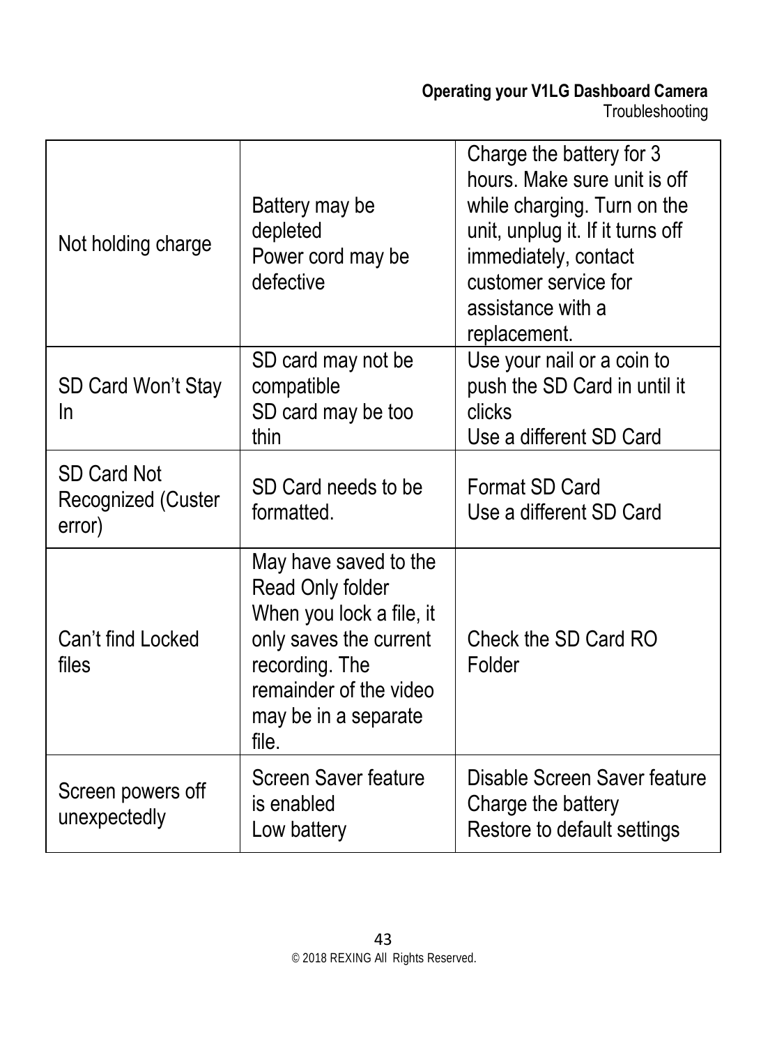| | | |
|---|---|---|
| Not holding charge | Battery may be depleted<br>Power cord may be defective | Charge the battery for 3 hours. Make sure unit is off while charging. Turn on the unit, unplug it. If it turns off immediately, contact customer service for assistance with a replacement. |
| SD Card Won't Stay In | SD card may not be compatible<br>SD card may be too thin | Use your nail or a coin to push the SD Card in until it clicks<br>Use a different SD Card |
| SD Card Not Recognized (Custer error) | SD Card needs to be formatted. | Format SD Card<br>Use a different SD Card |
| Can't find Locked files | May have saved to the Read Only folder<br>When you lock a file, it only saves the current recording. The remainder of the video may be in a separate file. | Check the SD Card RO Folder |
| Screen powers off unexpectedly | Screen Saver feature is enabled<br>Low battery | Disable Screen Saver feature<br>Charge the battery<br>Restore to default settings |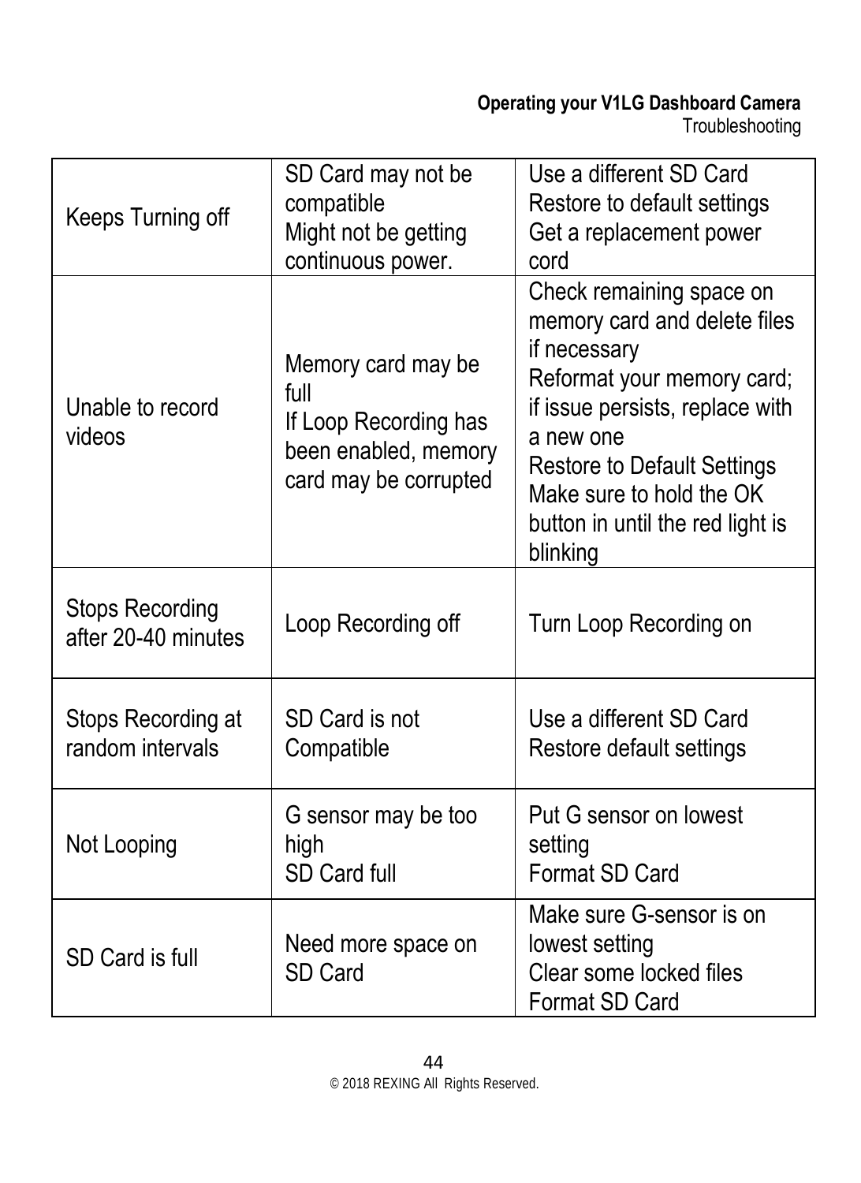| Keeps Turning off | SD Card may not be compatible<br>Might not be getting continuous power. | Use a different SD Card<br>Restore to default settings<br>Get a replacement power cord |
|---|---|---|
| Unable to record videos | Memory card may be full<br>If Loop Recording has been enabled, memory card may be corrupted | Check remaining space on memory card and delete files if necessary<br>Reformat your memory card; if issue persists, replace with a new one<br>Restore to Default Settings<br>Make sure to hold the OK button in until the red light is blinking |
| Stops Recording after 20-40 minutes | Loop Recording off | Turn Loop Recording on |
| Stops Recording at random intervals | SD Card is not Compatible | Use a different SD Card<br>Restore default settings |
| Not Looping | G sensor may be too high<br>SD Card full | Put G sensor on lowest setting<br>Format SD Card |
| SD Card is full | Need more space on SD Card | Make sure G-sensor is on lowest setting<br>Clear some locked files<br>Format SD Card |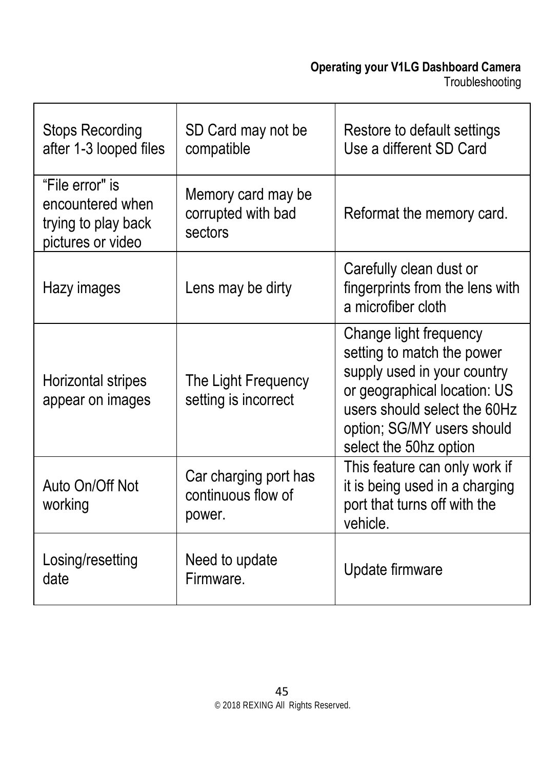| | | |
|---|---|---|
| Stops Recording after 1-3 looped files | SD Card may not be compatible | Restore to default settings Use a different SD Card |
| “File error" is encountered when trying to play back pictures or video | Memory card may be corrupted with bad sectors | Reformat the memory card. |
| Hazy images | Lens may be dirty | Carefully clean dust or fingerprints from the lens with a microfiber cloth |
| Horizontal stripes appear on images | The Light Frequency setting is incorrect | Change light frequency setting to match the power supply used in your country or geographical location: US users should select the 60Hz option; SG/MY users should select the 50hz option |
| Auto On/Off Not working | Car charging port has continuous flow of power. | This feature can only work if it is being used in a charging port that turns off with the vehicle. |
| Losing/resetting date | Need to update Firmware. | Update firmware |

© 2018 REXING All Rights Reserved.